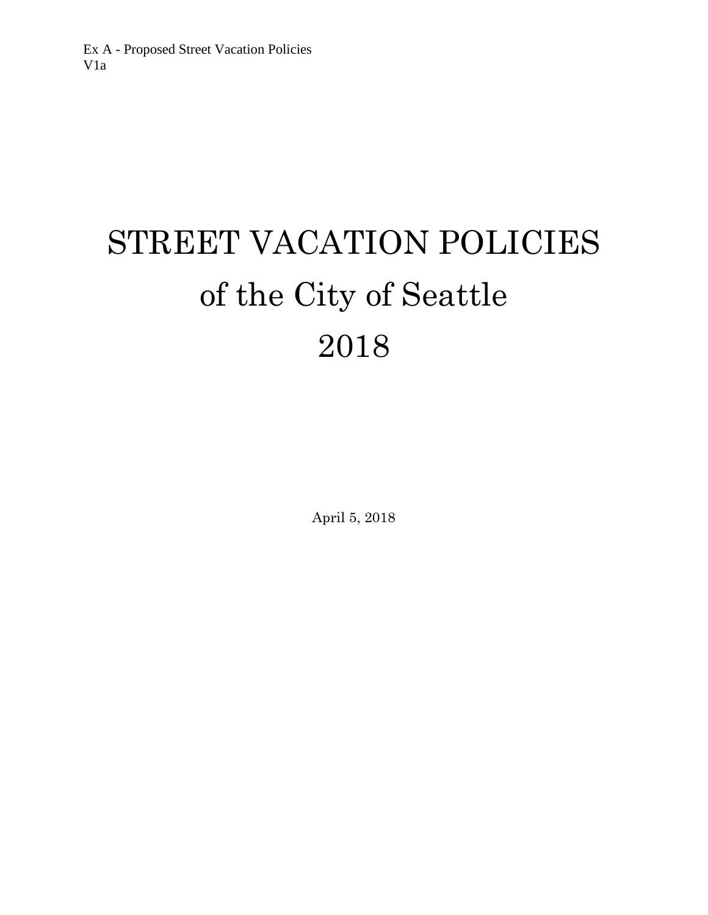Ex A - Proposed Street Vacation Policies
V1a

# STREET VACATION POLICIES
# of the City of Seattle
# 2018

April 5, 2018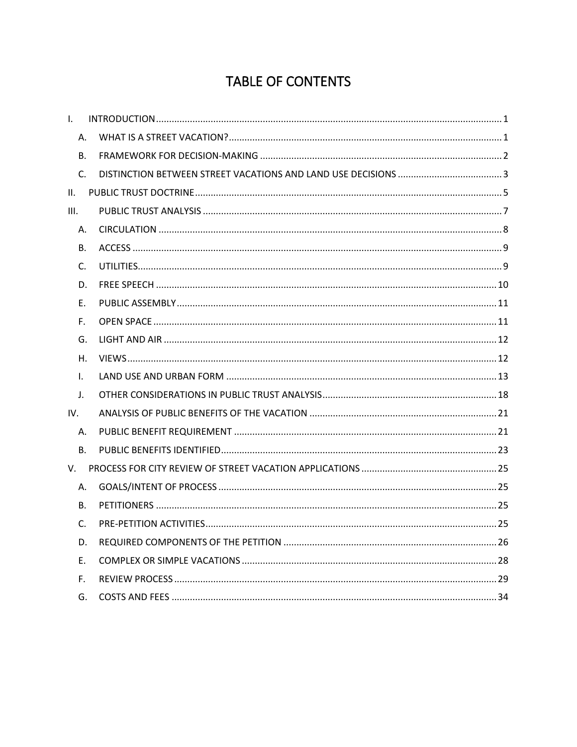# TABLE OF CONTENTS

I. INTRODUCTION .......... 1

- A. WHAT IS A STREET VACATION? .......... 1
- B. FRAMEWORK FOR DECISION-MAKING .......... 2
- C. DISTINCTION BETWEEN STREET VACATIONS AND LAND USE DECISIONS .......... 3

II. PUBLIC TRUST DOCTRINE .......... 5

III. PUBLIC TRUST ANALYSIS .......... 7

- A. CIRCULATION .......... 8
- B. ACCESS .......... 9
- C. UTILITIES .......... 9
- D. FREE SPEECH .......... 10
- E. PUBLIC ASSEMBLY .......... 11
- F. OPEN SPACE .......... 11
- G. LIGHT AND AIR .......... 12
- H. VIEWS .......... 12
- I. LAND USE AND URBAN FORM .......... 13
- J. OTHER CONSIDERATIONS IN PUBLIC TRUST ANALYSIS .......... 18

IV. ANALYSIS OF PUBLIC BENEFITS OF THE VACATION .......... 21

- A. PUBLIC BENEFIT REQUIREMENT .......... 21
- B. PUBLIC BENEFITS IDENTIFIED .......... 23

V. PROCESS FOR CITY REVIEW OF STREET VACATION APPLICATIONS .......... 25

- A. GOALS/INTENT OF PROCESS .......... 25
- B. PETITIONERS .......... 25
- C. PRE-PETITION ACTIVITIES .......... 25
- D. REQUIRED COMPONENTS OF THE PETITION .......... 26
- E. COMPLEX OR SIMPLE VACATIONS .......... 28
- F. REVIEW PROCESS .......... 29
- G. COSTS AND FEES .......... 34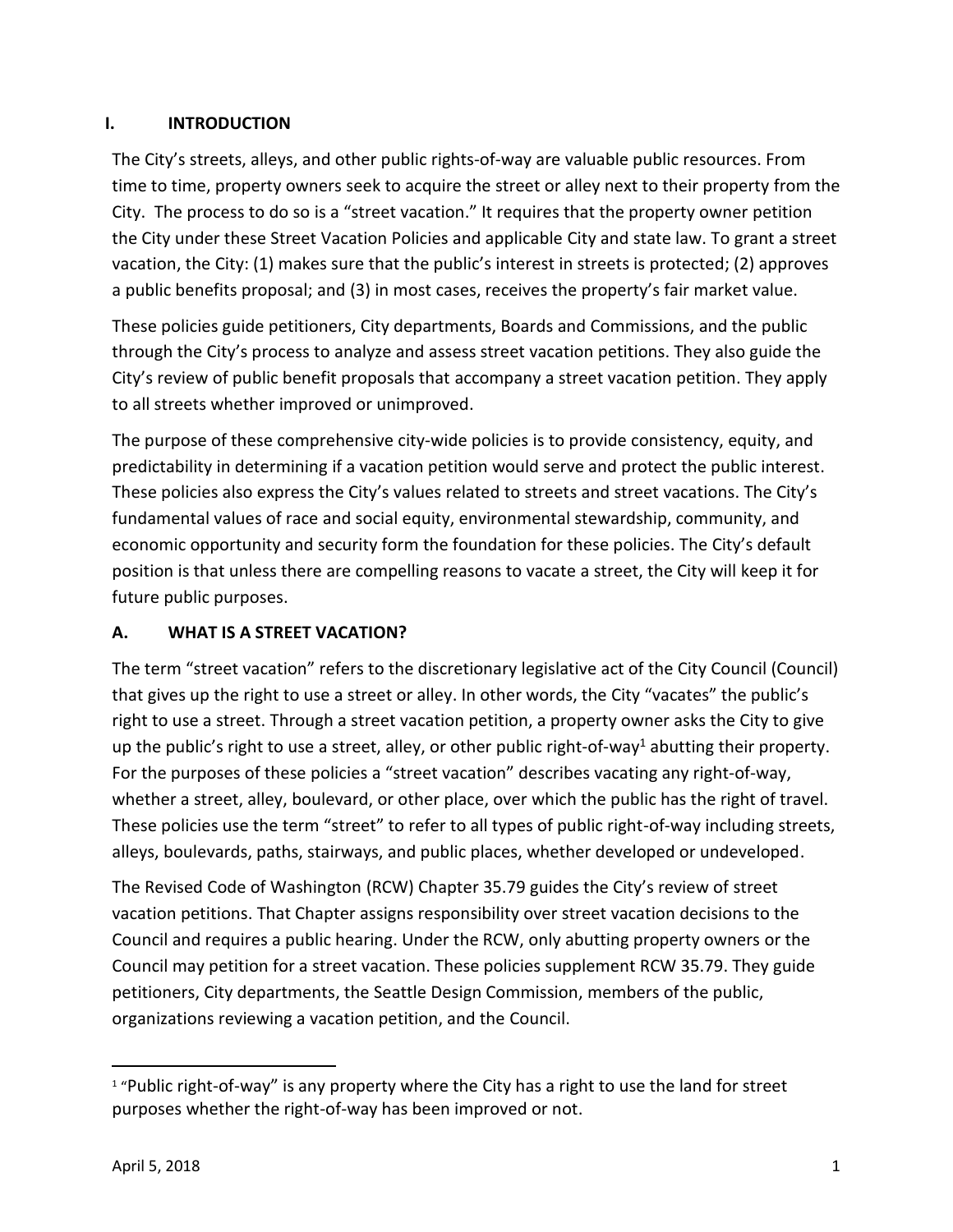## I. INTRODUCTION

The City's streets, alleys, and other public rights-of-way are valuable public resources. From time to time, property owners seek to acquire the street or alley next to their property from the City. The process to do so is a "street vacation." It requires that the property owner petition the City under these Street Vacation Policies and applicable City and state law. To grant a street vacation, the City: (1) makes sure that the public's interest in streets is protected; (2) approves a public benefits proposal; and (3) in most cases, receives the property's fair market value.

These policies guide petitioners, City departments, Boards and Commissions, and the public through the City's process to analyze and assess street vacation petitions. They also guide the City's review of public benefit proposals that accompany a street vacation petition. They apply to all streets whether improved or unimproved.

The purpose of these comprehensive city-wide policies is to provide consistency, equity, and predictability in determining if a vacation petition would serve and protect the public interest. These policies also express the City's values related to streets and street vacations. The City's fundamental values of race and social equity, environmental stewardship, community, and economic opportunity and security form the foundation for these policies. The City's default position is that unless there are compelling reasons to vacate a street, the City will keep it for future public purposes.

### A. WHAT IS A STREET VACATION?

The term "street vacation" refers to the discretionary legislative act of the City Council (Council) that gives up the right to use a street or alley. In other words, the City "vacates" the public's right to use a street. Through a street vacation petition, a property owner asks the City to give up the public's right to use a street, alley, or other public right-of-way[1] abutting their property. For the purposes of these policies a "street vacation" describes vacating any right-of-way, whether a street, alley, boulevard, or other place, over which the public has the right of travel. These policies use the term "street" to refer to all types of public right-of-way including streets, alleys, boulevards, paths, stairways, and public places, whether developed or undeveloped.

The Revised Code of Washington (RCW) Chapter 35.79 guides the City's review of street vacation petitions. That Chapter assigns responsibility over street vacation decisions to the Council and requires a public hearing. Under the RCW, only abutting property owners or the Council may petition for a street vacation. These policies supplement RCW 35.79. They guide petitioners, City departments, the Seattle Design Commission, members of the public, organizations reviewing a vacation petition, and the Council.

---

[1] "Public right-of-way" is any property where the City has a right to use the land for street purposes whether the right-of-way has been improved or not.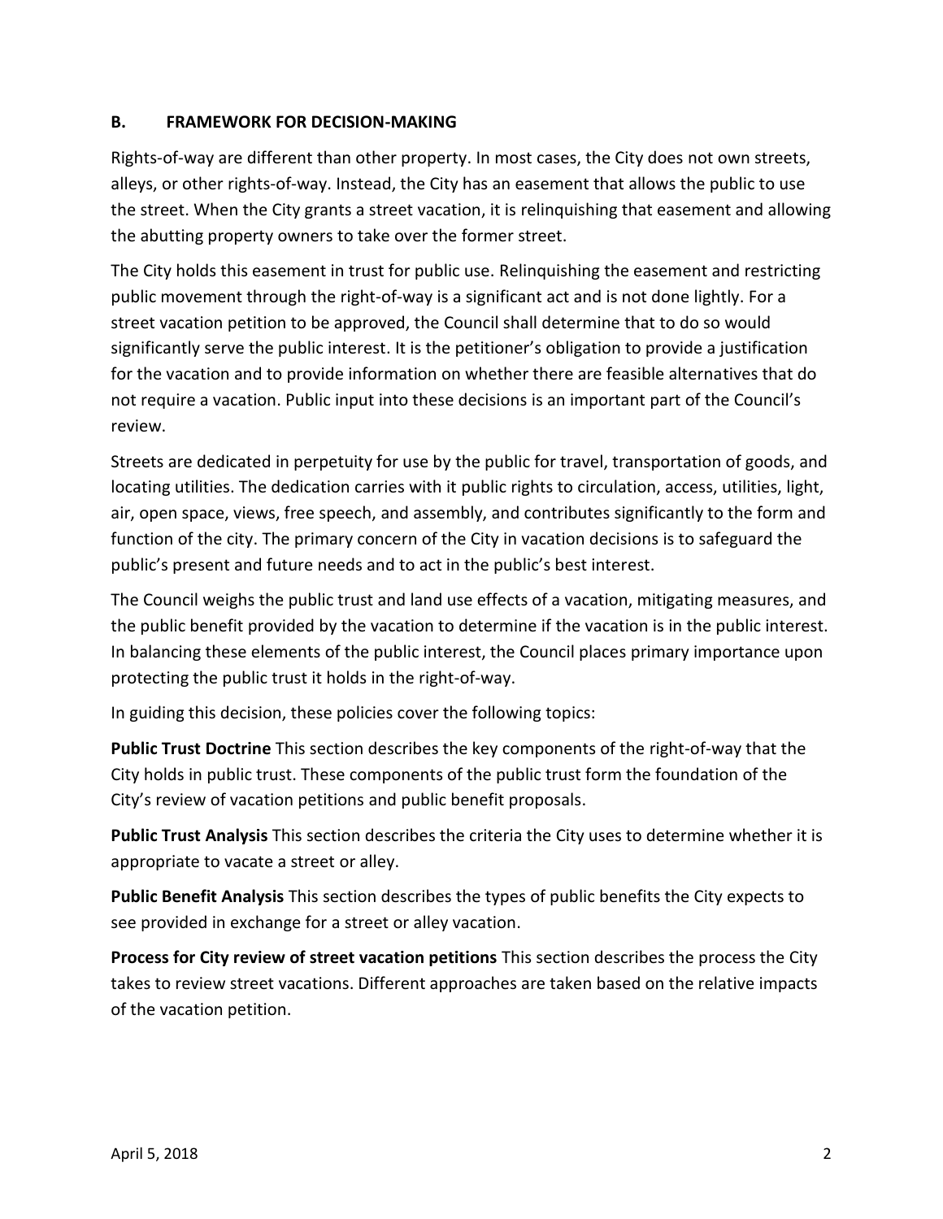## B. FRAMEWORK FOR DECISION-MAKING

Rights-of-way are different than other property. In most cases, the City does not own streets, alleys, or other rights-of-way. Instead, the City has an easement that allows the public to use the street. When the City grants a street vacation, it is relinquishing that easement and allowing the abutting property owners to take over the former street.

The City holds this easement in trust for public use. Relinquishing the easement and restricting public movement through the right-of-way is a significant act and is not done lightly. For a street vacation petition to be approved, the Council shall determine that to do so would significantly serve the public interest. It is the petitioner's obligation to provide a justification for the vacation and to provide information on whether there are feasible alternatives that do not require a vacation. Public input into these decisions is an important part of the Council's review.

Streets are dedicated in perpetuity for use by the public for travel, transportation of goods, and locating utilities. The dedication carries with it public rights to circulation, access, utilities, light, air, open space, views, free speech, and assembly, and contributes significantly to the form and function of the city. The primary concern of the City in vacation decisions is to safeguard the public's present and future needs and to act in the public's best interest.

The Council weighs the public trust and land use effects of a vacation, mitigating measures, and the public benefit provided by the vacation to determine if the vacation is in the public interest. In balancing these elements of the public interest, the Council places primary importance upon protecting the public trust it holds in the right-of-way.

In guiding this decision, these policies cover the following topics:

**Public Trust Doctrine** This section describes the key components of the right-of-way that the City holds in public trust. These components of the public trust form the foundation of the City's review of vacation petitions and public benefit proposals.

**Public Trust Analysis** This section describes the criteria the City uses to determine whether it is appropriate to vacate a street or alley.

**Public Benefit Analysis** This section describes the types of public benefits the City expects to see provided in exchange for a street or alley vacation.

**Process for City review of street vacation petitions** This section describes the process the City takes to review street vacations. Different approaches are taken based on the relative impacts of the vacation petition.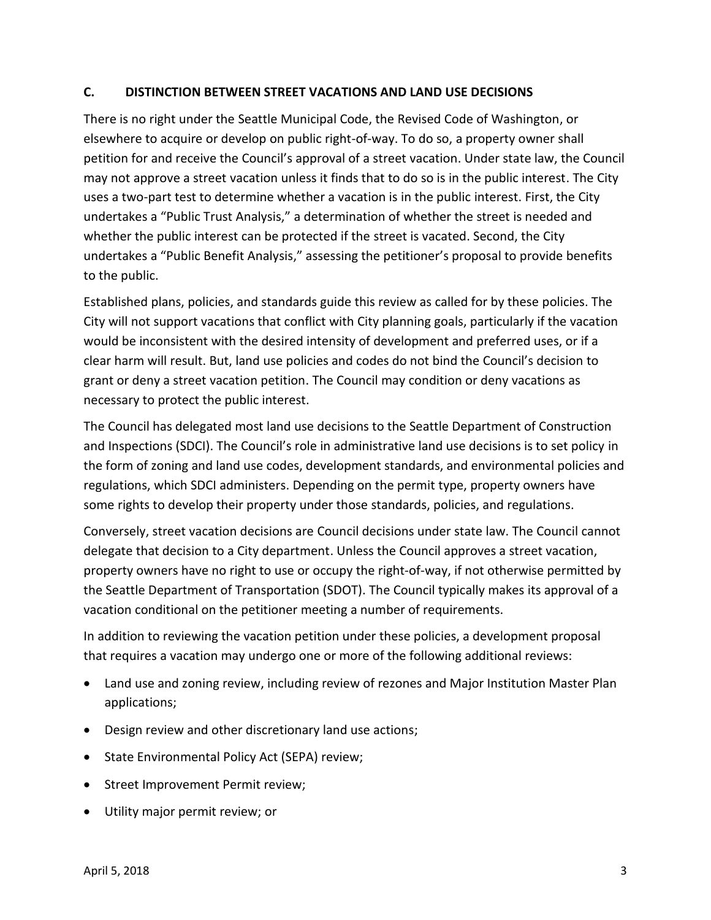### C. DISTINCTION BETWEEN STREET VACATIONS AND LAND USE DECISIONS

There is no right under the Seattle Municipal Code, the Revised Code of Washington, or elsewhere to acquire or develop on public right-of-way. To do so, a property owner shall petition for and receive the Council's approval of a street vacation. Under state law, the Council may not approve a street vacation unless it finds that to do so is in the public interest. The City uses a two-part test to determine whether a vacation is in the public interest. First, the City undertakes a "Public Trust Analysis," a determination of whether the street is needed and whether the public interest can be protected if the street is vacated. Second, the City undertakes a "Public Benefit Analysis," assessing the petitioner's proposal to provide benefits to the public.

Established plans, policies, and standards guide this review as called for by these policies. The City will not support vacations that conflict with City planning goals, particularly if the vacation would be inconsistent with the desired intensity of development and preferred uses, or if a clear harm will result. But, land use policies and codes do not bind the Council's decision to grant or deny a street vacation petition. The Council may condition or deny vacations as necessary to protect the public interest.

The Council has delegated most land use decisions to the Seattle Department of Construction and Inspections (SDCI). The Council's role in administrative land use decisions is to set policy in the form of zoning and land use codes, development standards, and environmental policies and regulations, which SDCI administers. Depending on the permit type, property owners have some rights to develop their property under those standards, policies, and regulations.

Conversely, street vacation decisions are Council decisions under state law. The Council cannot delegate that decision to a City department. Unless the Council approves a street vacation, property owners have no right to use or occupy the right-of-way, if not otherwise permitted by the Seattle Department of Transportation (SDOT). The Council typically makes its approval of a vacation conditional on the petitioner meeting a number of requirements.

In addition to reviewing the vacation petition under these policies, a development proposal that requires a vacation may undergo one or more of the following additional reviews:

- Land use and zoning review, including review of rezones and Major Institution Master Plan applications;
- Design review and other discretionary land use actions;
- State Environmental Policy Act (SEPA) review;
- Street Improvement Permit review;
- Utility major permit review; or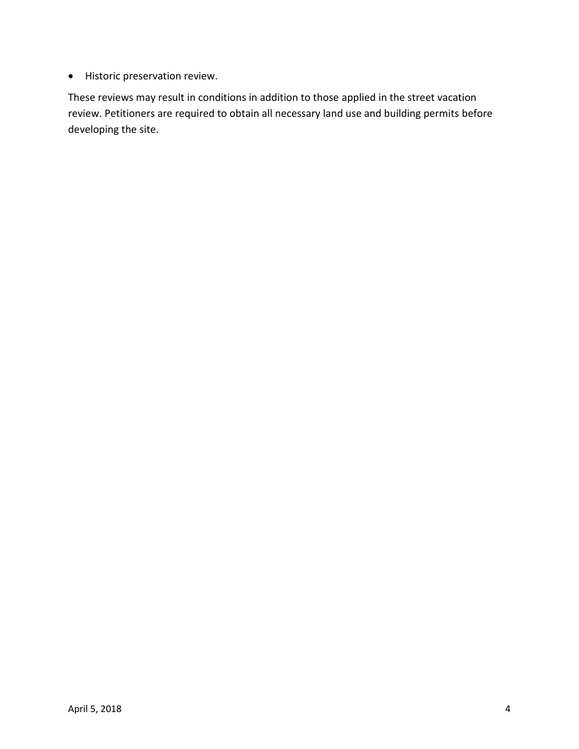- Historic preservation review.

These reviews may result in conditions in addition to those applied in the street vacation review. Petitioners are required to obtain all necessary land use and building permits before developing the site.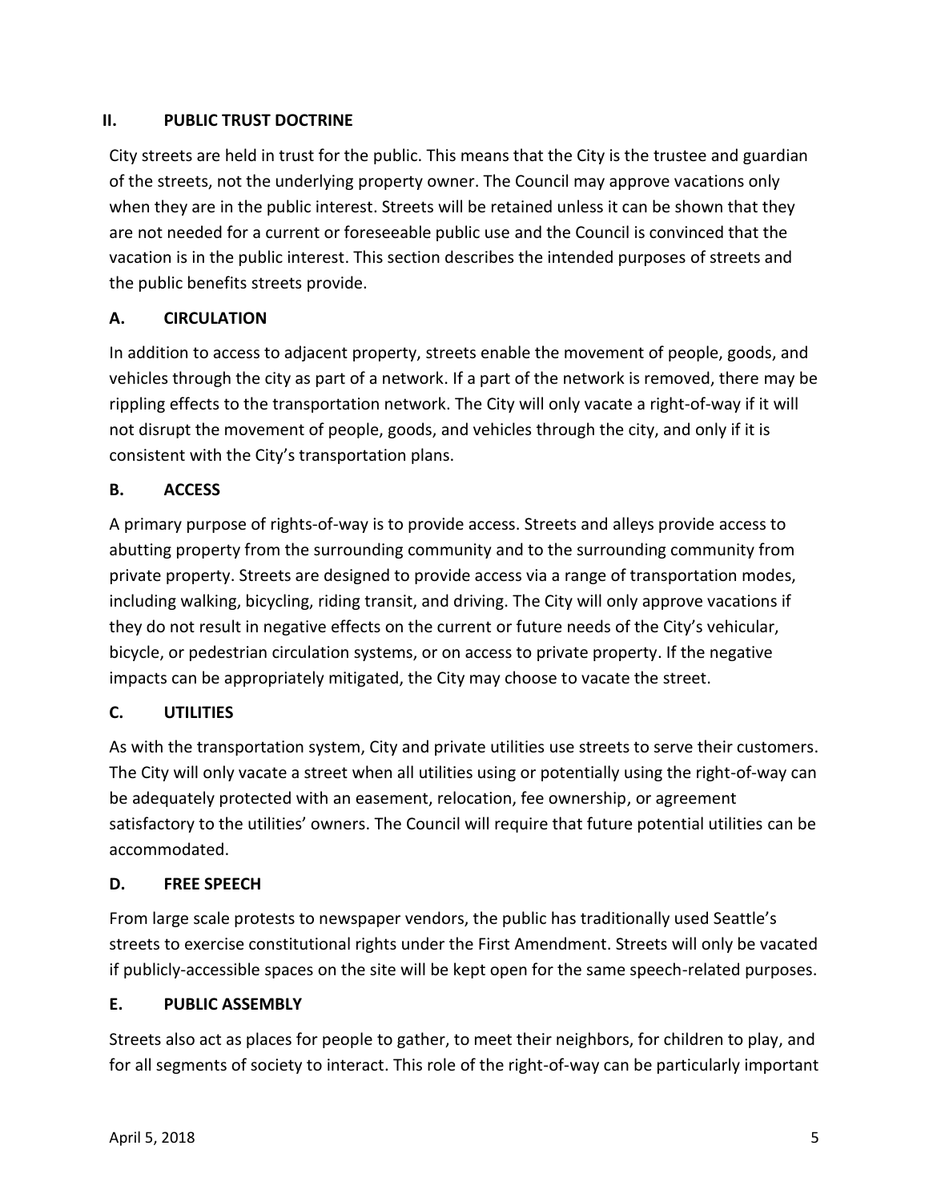## II. PUBLIC TRUST DOCTRINE

City streets are held in trust for the public. This means that the City is the trustee and guardian of the streets, not the underlying property owner. The Council may approve vacations only when they are in the public interest. Streets will be retained unless it can be shown that they are not needed for a current or foreseeable public use and the Council is convinced that the vacation is in the public interest. This section describes the intended purposes of streets and the public benefits streets provide.

### A. CIRCULATION

In addition to access to adjacent property, streets enable the movement of people, goods, and vehicles through the city as part of a network. If a part of the network is removed, there may be rippling effects to the transportation network. The City will only vacate a right-of-way if it will not disrupt the movement of people, goods, and vehicles through the city, and only if it is consistent with the City's transportation plans.

### B. ACCESS

A primary purpose of rights-of-way is to provide access. Streets and alleys provide access to abutting property from the surrounding community and to the surrounding community from private property. Streets are designed to provide access via a range of transportation modes, including walking, bicycling, riding transit, and driving. The City will only approve vacations if they do not result in negative effects on the current or future needs of the City's vehicular, bicycle, or pedestrian circulation systems, or on access to private property. If the negative impacts can be appropriately mitigated, the City may choose to vacate the street.

### C. UTILITIES

As with the transportation system, City and private utilities use streets to serve their customers. The City will only vacate a street when all utilities using or potentially using the right-of-way can be adequately protected with an easement, relocation, fee ownership, or agreement satisfactory to the utilities' owners. The Council will require that future potential utilities can be accommodated.

### D. FREE SPEECH

From large scale protests to newspaper vendors, the public has traditionally used Seattle's streets to exercise constitutional rights under the First Amendment. Streets will only be vacated if publicly-accessible spaces on the site will be kept open for the same speech-related purposes.

### E. PUBLIC ASSEMBLY

Streets also act as places for people to gather, to meet their neighbors, for children to play, and for all segments of society to interact. This role of the right-of-way can be particularly important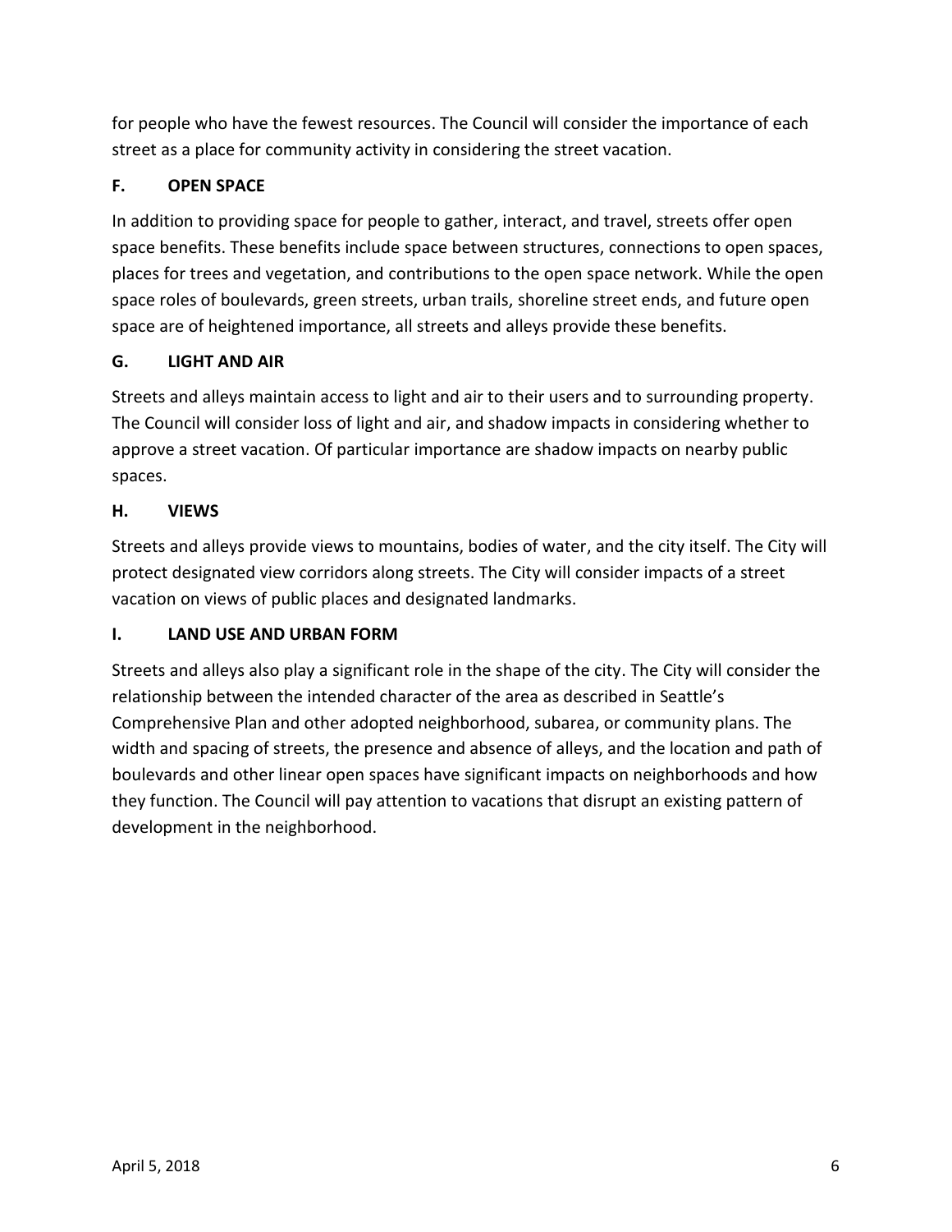for people who have the fewest resources. The Council will consider the importance of each street as a place for community activity in considering the street vacation.

### F. OPEN SPACE

In addition to providing space for people to gather, interact, and travel, streets offer open space benefits. These benefits include space between structures, connections to open spaces, places for trees and vegetation, and contributions to the open space network. While the open space roles of boulevards, green streets, urban trails, shoreline street ends, and future open space are of heightened importance, all streets and alleys provide these benefits.

### G. LIGHT AND AIR

Streets and alleys maintain access to light and air to their users and to surrounding property. The Council will consider loss of light and air, and shadow impacts in considering whether to approve a street vacation. Of particular importance are shadow impacts on nearby public spaces.

### H. VIEWS

Streets and alleys provide views to mountains, bodies of water, and the city itself. The City will protect designated view corridors along streets. The City will consider impacts of a street vacation on views of public places and designated landmarks.

### I. LAND USE AND URBAN FORM

Streets and alleys also play a significant role in the shape of the city. The City will consider the relationship between the intended character of the area as described in Seattle's Comprehensive Plan and other adopted neighborhood, subarea, or community plans. The width and spacing of streets, the presence and absence of alleys, and the location and path of boulevards and other linear open spaces have significant impacts on neighborhoods and how they function. The Council will pay attention to vacations that disrupt an existing pattern of development in the neighborhood.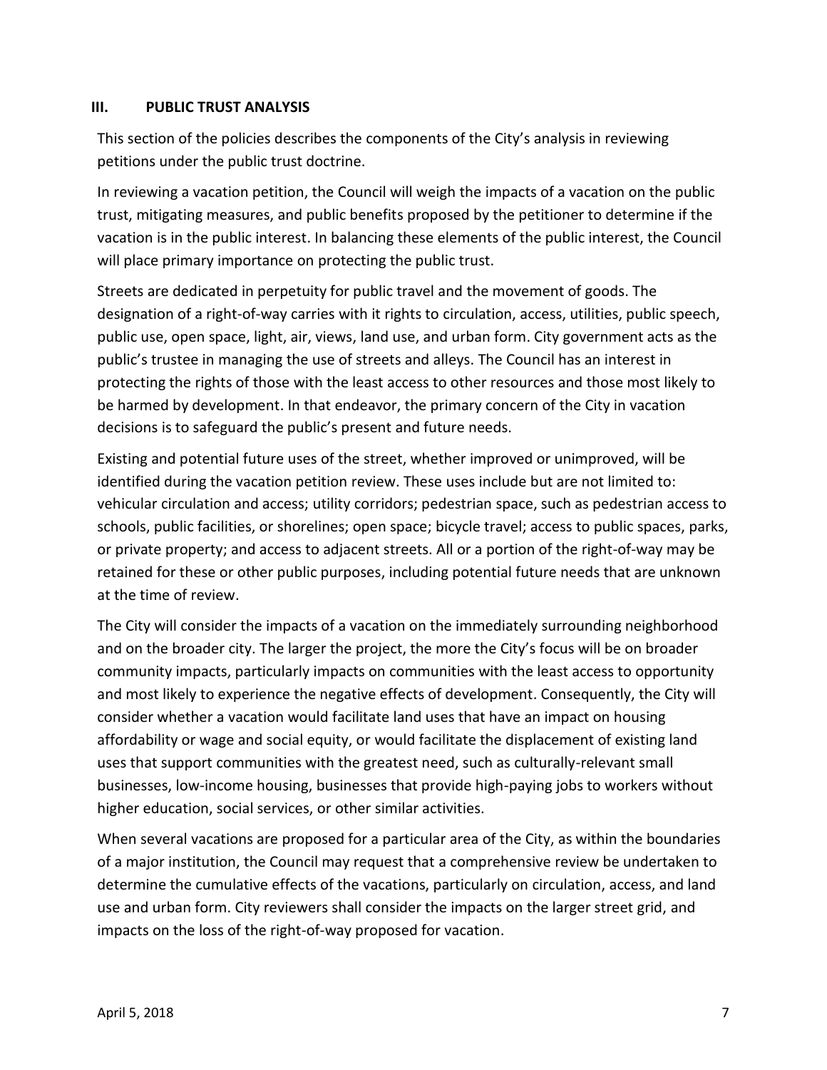## III. PUBLIC TRUST ANALYSIS

This section of the policies describes the components of the City's analysis in reviewing petitions under the public trust doctrine.

In reviewing a vacation petition, the Council will weigh the impacts of a vacation on the public trust, mitigating measures, and public benefits proposed by the petitioner to determine if the vacation is in the public interest. In balancing these elements of the public interest, the Council will place primary importance on protecting the public trust.

Streets are dedicated in perpetuity for public travel and the movement of goods. The designation of a right-of-way carries with it rights to circulation, access, utilities, public speech, public use, open space, light, air, views, land use, and urban form. City government acts as the public's trustee in managing the use of streets and alleys. The Council has an interest in protecting the rights of those with the least access to other resources and those most likely to be harmed by development. In that endeavor, the primary concern of the City in vacation decisions is to safeguard the public's present and future needs.

Existing and potential future uses of the street, whether improved or unimproved, will be identified during the vacation petition review. These uses include but are not limited to: vehicular circulation and access; utility corridors; pedestrian space, such as pedestrian access to schools, public facilities, or shorelines; open space; bicycle travel; access to public spaces, parks, or private property; and access to adjacent streets. All or a portion of the right-of-way may be retained for these or other public purposes, including potential future needs that are unknown at the time of review.

The City will consider the impacts of a vacation on the immediately surrounding neighborhood and on the broader city. The larger the project, the more the City's focus will be on broader community impacts, particularly impacts on communities with the least access to opportunity and most likely to experience the negative effects of development. Consequently, the City will consider whether a vacation would facilitate land uses that have an impact on housing affordability or wage and social equity, or would facilitate the displacement of existing land uses that support communities with the greatest need, such as culturally-relevant small businesses, low-income housing, businesses that provide high-paying jobs to workers without higher education, social services, or other similar activities.

When several vacations are proposed for a particular area of the City, as within the boundaries of a major institution, the Council may request that a comprehensive review be undertaken to determine the cumulative effects of the vacations, particularly on circulation, access, and land use and urban form. City reviewers shall consider the impacts on the larger street grid, and impacts on the loss of the right-of-way proposed for vacation.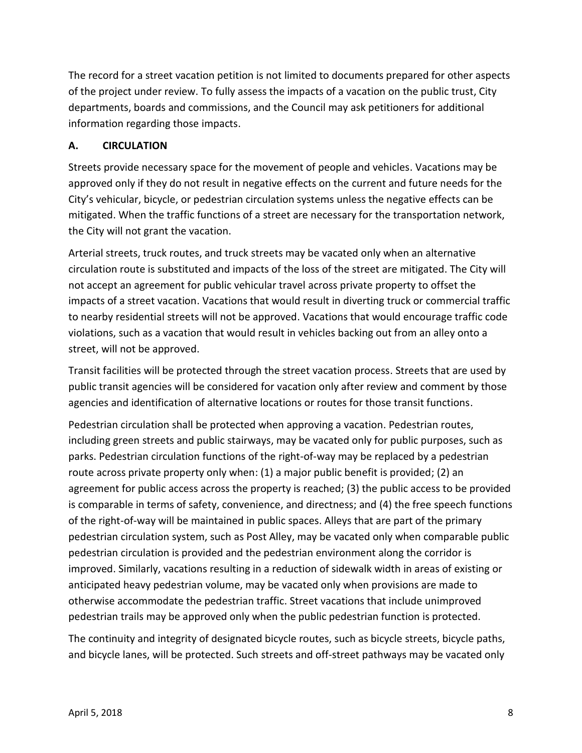The record for a street vacation petition is not limited to documents prepared for other aspects of the project under review. To fully assess the impacts of a vacation on the public trust, City departments, boards and commissions, and the Council may ask petitioners for additional information regarding those impacts.

### A. CIRCULATION

Streets provide necessary space for the movement of people and vehicles. Vacations may be approved only if they do not result in negative effects on the current and future needs for the City's vehicular, bicycle, or pedestrian circulation systems unless the negative effects can be mitigated. When the traffic functions of a street are necessary for the transportation network, the City will not grant the vacation.

Arterial streets, truck routes, and truck streets may be vacated only when an alternative circulation route is substituted and impacts of the loss of the street are mitigated. The City will not accept an agreement for public vehicular travel across private property to offset the impacts of a street vacation. Vacations that would result in diverting truck or commercial traffic to nearby residential streets will not be approved. Vacations that would encourage traffic code violations, such as a vacation that would result in vehicles backing out from an alley onto a street, will not be approved.

Transit facilities will be protected through the street vacation process. Streets that are used by public transit agencies will be considered for vacation only after review and comment by those agencies and identification of alternative locations or routes for those transit functions.

Pedestrian circulation shall be protected when approving a vacation. Pedestrian routes, including green streets and public stairways, may be vacated only for public purposes, such as parks. Pedestrian circulation functions of the right-of-way may be replaced by a pedestrian route across private property only when: (1) a major public benefit is provided; (2) an agreement for public access across the property is reached; (3) the public access to be provided is comparable in terms of safety, convenience, and directness; and (4) the free speech functions of the right-of-way will be maintained in public spaces. Alleys that are part of the primary pedestrian circulation system, such as Post Alley, may be vacated only when comparable public pedestrian circulation is provided and the pedestrian environment along the corridor is improved. Similarly, vacations resulting in a reduction of sidewalk width in areas of existing or anticipated heavy pedestrian volume, may be vacated only when provisions are made to otherwise accommodate the pedestrian traffic. Street vacations that include unimproved pedestrian trails may be approved only when the public pedestrian function is protected.

The continuity and integrity of designated bicycle routes, such as bicycle streets, bicycle paths, and bicycle lanes, will be protected. Such streets and off-street pathways may be vacated only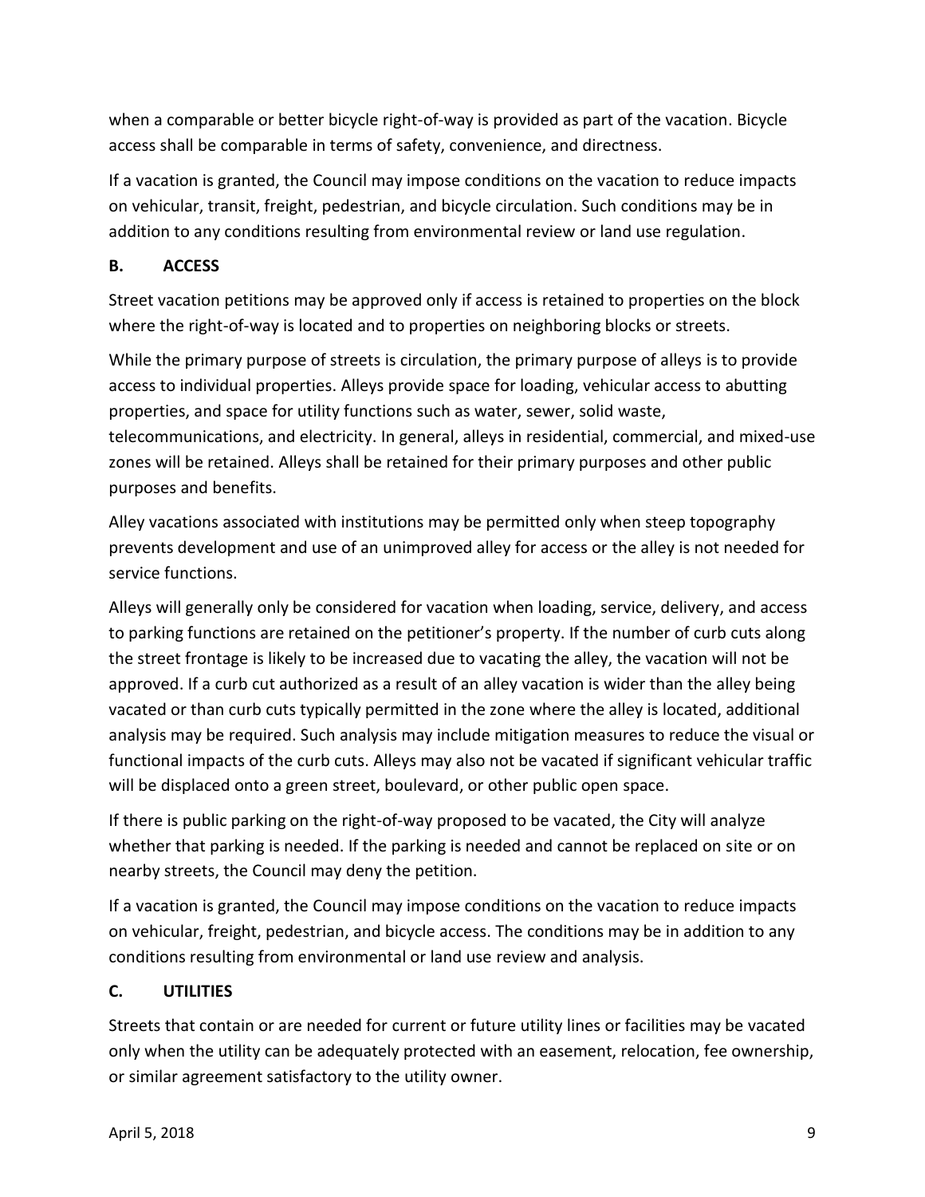when a comparable or better bicycle right-of-way is provided as part of the vacation. Bicycle access shall be comparable in terms of safety, convenience, and directness.

If a vacation is granted, the Council may impose conditions on the vacation to reduce impacts on vehicular, transit, freight, pedestrian, and bicycle circulation. Such conditions may be in addition to any conditions resulting from environmental review or land use regulation.

### B. ACCESS

Street vacation petitions may be approved only if access is retained to properties on the block where the right-of-way is located and to properties on neighboring blocks or streets.

While the primary purpose of streets is circulation, the primary purpose of alleys is to provide access to individual properties. Alleys provide space for loading, vehicular access to abutting properties, and space for utility functions such as water, sewer, solid waste, telecommunications, and electricity. In general, alleys in residential, commercial, and mixed-use zones will be retained. Alleys shall be retained for their primary purposes and other public purposes and benefits.

Alley vacations associated with institutions may be permitted only when steep topography prevents development and use of an unimproved alley for access or the alley is not needed for service functions.

Alleys will generally only be considered for vacation when loading, service, delivery, and access to parking functions are retained on the petitioner's property. If the number of curb cuts along the street frontage is likely to be increased due to vacating the alley, the vacation will not be approved. If a curb cut authorized as a result of an alley vacation is wider than the alley being vacated or than curb cuts typically permitted in the zone where the alley is located, additional analysis may be required. Such analysis may include mitigation measures to reduce the visual or functional impacts of the curb cuts. Alleys may also not be vacated if significant vehicular traffic will be displaced onto a green street, boulevard, or other public open space.

If there is public parking on the right-of-way proposed to be vacated, the City will analyze whether that parking is needed. If the parking is needed and cannot be replaced on site or on nearby streets, the Council may deny the petition.

If a vacation is granted, the Council may impose conditions on the vacation to reduce impacts on vehicular, freight, pedestrian, and bicycle access. The conditions may be in addition to any conditions resulting from environmental or land use review and analysis.

### C. UTILITIES

Streets that contain or are needed for current or future utility lines or facilities may be vacated only when the utility can be adequately protected with an easement, relocation, fee ownership, or similar agreement satisfactory to the utility owner.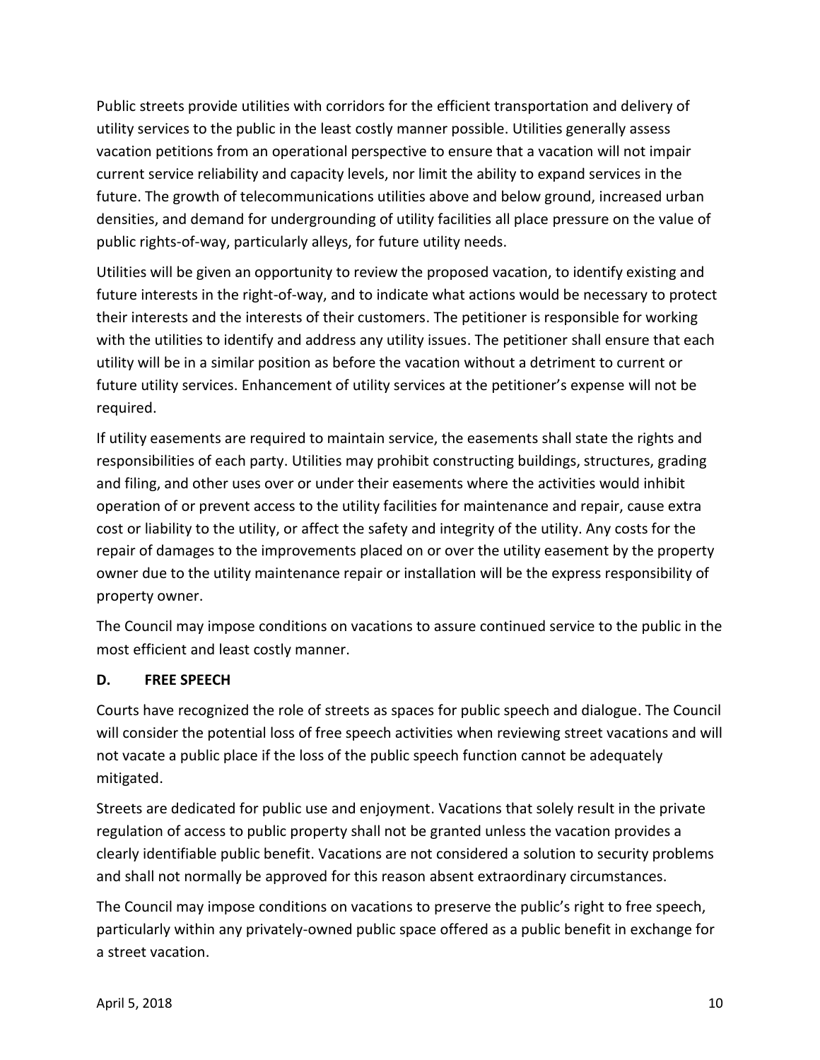Public streets provide utilities with corridors for the efficient transportation and delivery of utility services to the public in the least costly manner possible. Utilities generally assess vacation petitions from an operational perspective to ensure that a vacation will not impair current service reliability and capacity levels, nor limit the ability to expand services in the future. The growth of telecommunications utilities above and below ground, increased urban densities, and demand for undergrounding of utility facilities all place pressure on the value of public rights-of-way, particularly alleys, for future utility needs.

Utilities will be given an opportunity to review the proposed vacation, to identify existing and future interests in the right-of-way, and to indicate what actions would be necessary to protect their interests and the interests of their customers. The petitioner is responsible for working with the utilities to identify and address any utility issues. The petitioner shall ensure that each utility will be in a similar position as before the vacation without a detriment to current or future utility services. Enhancement of utility services at the petitioner's expense will not be required.

If utility easements are required to maintain service, the easements shall state the rights and responsibilities of each party. Utilities may prohibit constructing buildings, structures, grading and filing, and other uses over or under their easements where the activities would inhibit operation of or prevent access to the utility facilities for maintenance and repair, cause extra cost or liability to the utility, or affect the safety and integrity of the utility. Any costs for the repair of damages to the improvements placed on or over the utility easement by the property owner due to the utility maintenance repair or installation will be the express responsibility of property owner.

The Council may impose conditions on vacations to assure continued service to the public in the most efficient and least costly manner.

### D. FREE SPEECH

Courts have recognized the role of streets as spaces for public speech and dialogue. The Council will consider the potential loss of free speech activities when reviewing street vacations and will not vacate a public place if the loss of the public speech function cannot be adequately mitigated.

Streets are dedicated for public use and enjoyment. Vacations that solely result in the private regulation of access to public property shall not be granted unless the vacation provides a clearly identifiable public benefit. Vacations are not considered a solution to security problems and shall not normally be approved for this reason absent extraordinary circumstances.

The Council may impose conditions on vacations to preserve the public's right to free speech, particularly within any privately-owned public space offered as a public benefit in exchange for a street vacation.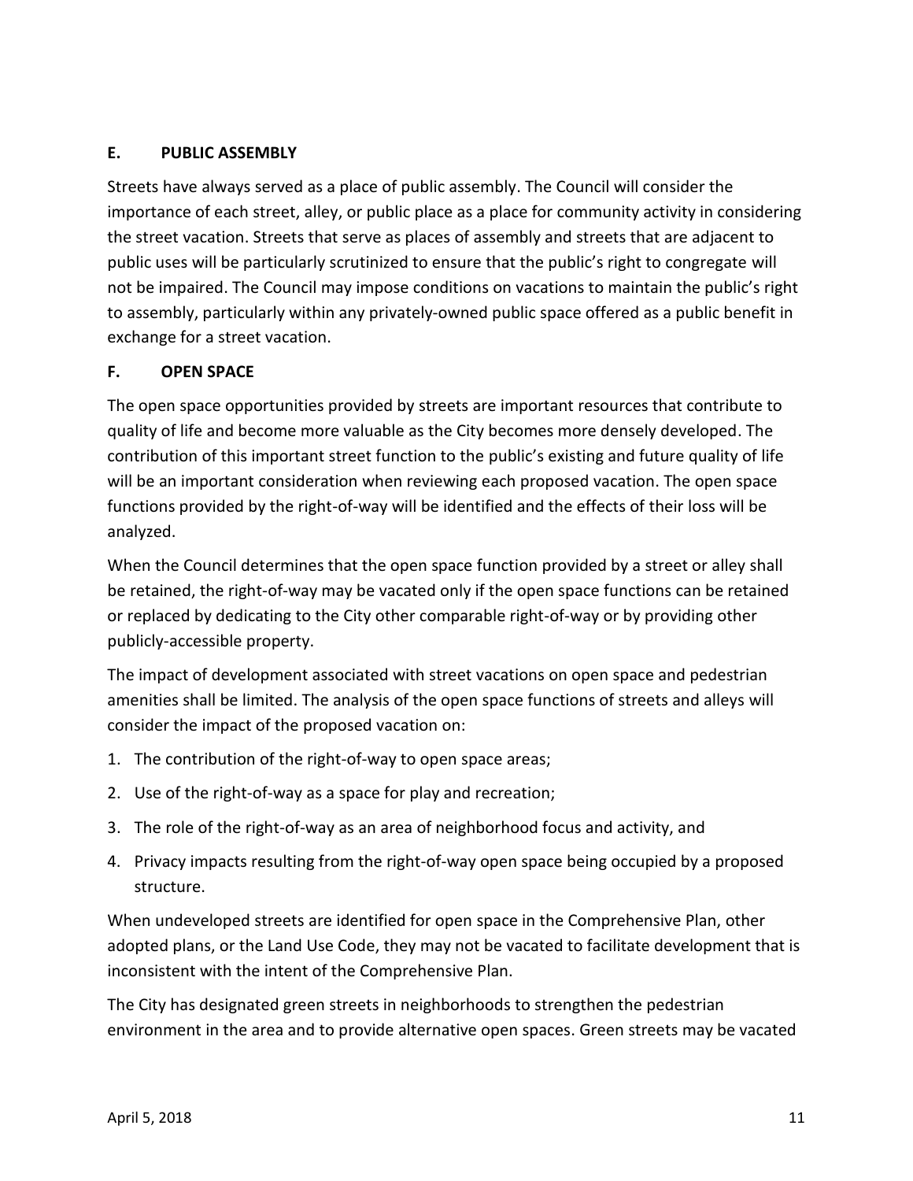## E. PUBLIC ASSEMBLY

Streets have always served as a place of public assembly. The Council will consider the importance of each street, alley, or public place as a place for community activity in considering the street vacation. Streets that serve as places of assembly and streets that are adjacent to public uses will be particularly scrutinized to ensure that the public's right to congregate will not be impaired. The Council may impose conditions on vacations to maintain the public's right to assembly, particularly within any privately-owned public space offered as a public benefit in exchange for a street vacation.

## F. OPEN SPACE

The open space opportunities provided by streets are important resources that contribute to quality of life and become more valuable as the City becomes more densely developed. The contribution of this important street function to the public's existing and future quality of life will be an important consideration when reviewing each proposed vacation. The open space functions provided by the right-of-way will be identified and the effects of their loss will be analyzed.

When the Council determines that the open space function provided by a street or alley shall be retained, the right-of-way may be vacated only if the open space functions can be retained or replaced by dedicating to the City other comparable right-of-way or by providing other publicly-accessible property.

The impact of development associated with street vacations on open space and pedestrian amenities shall be limited. The analysis of the open space functions of streets and alleys will consider the impact of the proposed vacation on:

1. The contribution of the right-of-way to open space areas;
2. Use of the right-of-way as a space for play and recreation;
3. The role of the right-of-way as an area of neighborhood focus and activity, and
4. Privacy impacts resulting from the right-of-way open space being occupied by a proposed structure.

When undeveloped streets are identified for open space in the Comprehensive Plan, other adopted plans, or the Land Use Code, they may not be vacated to facilitate development that is inconsistent with the intent of the Comprehensive Plan.

The City has designated green streets in neighborhoods to strengthen the pedestrian environment in the area and to provide alternative open spaces. Green streets may be vacated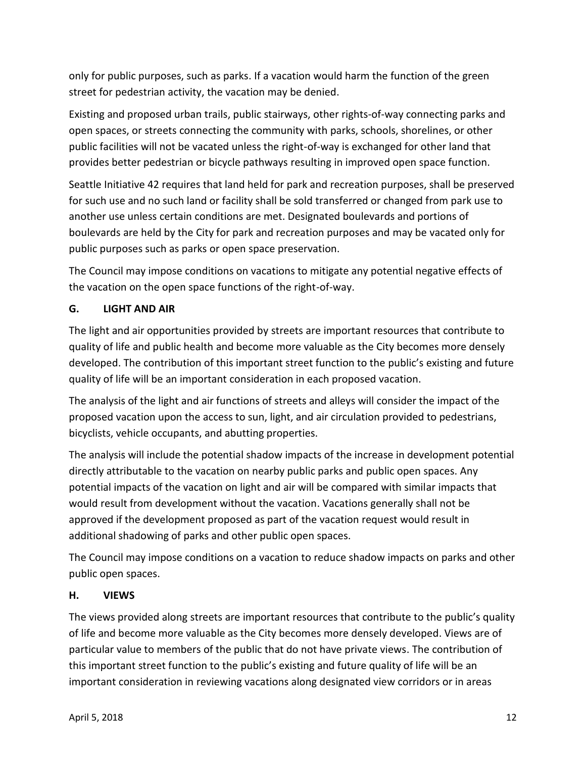only for public purposes, such as parks. If a vacation would harm the function of the green street for pedestrian activity, the vacation may be denied.

Existing and proposed urban trails, public stairways, other rights-of-way connecting parks and open spaces, or streets connecting the community with parks, schools, shorelines, or other public facilities will not be vacated unless the right-of-way is exchanged for other land that provides better pedestrian or bicycle pathways resulting in improved open space function.

Seattle Initiative 42 requires that land held for park and recreation purposes, shall be preserved for such use and no such land or facility shall be sold transferred or changed from park use to another use unless certain conditions are met. Designated boulevards and portions of boulevards are held by the City for park and recreation purposes and may be vacated only for public purposes such as parks or open space preservation.

The Council may impose conditions on vacations to mitigate any potential negative effects of the vacation on the open space functions of the right-of-way.

### G. LIGHT AND AIR

The light and air opportunities provided by streets are important resources that contribute to quality of life and public health and become more valuable as the City becomes more densely developed. The contribution of this important street function to the public's existing and future quality of life will be an important consideration in each proposed vacation.

The analysis of the light and air functions of streets and alleys will consider the impact of the proposed vacation upon the access to sun, light, and air circulation provided to pedestrians, bicyclists, vehicle occupants, and abutting properties.

The analysis will include the potential shadow impacts of the increase in development potential directly attributable to the vacation on nearby public parks and public open spaces. Any potential impacts of the vacation on light and air will be compared with similar impacts that would result from development without the vacation. Vacations generally shall not be approved if the development proposed as part of the vacation request would result in additional shadowing of parks and other public open spaces.

The Council may impose conditions on a vacation to reduce shadow impacts on parks and other public open spaces.

### H. VIEWS

The views provided along streets are important resources that contribute to the public's quality of life and become more valuable as the City becomes more densely developed. Views are of particular value to members of the public that do not have private views. The contribution of this important street function to the public's existing and future quality of life will be an important consideration in reviewing vacations along designated view corridors or in areas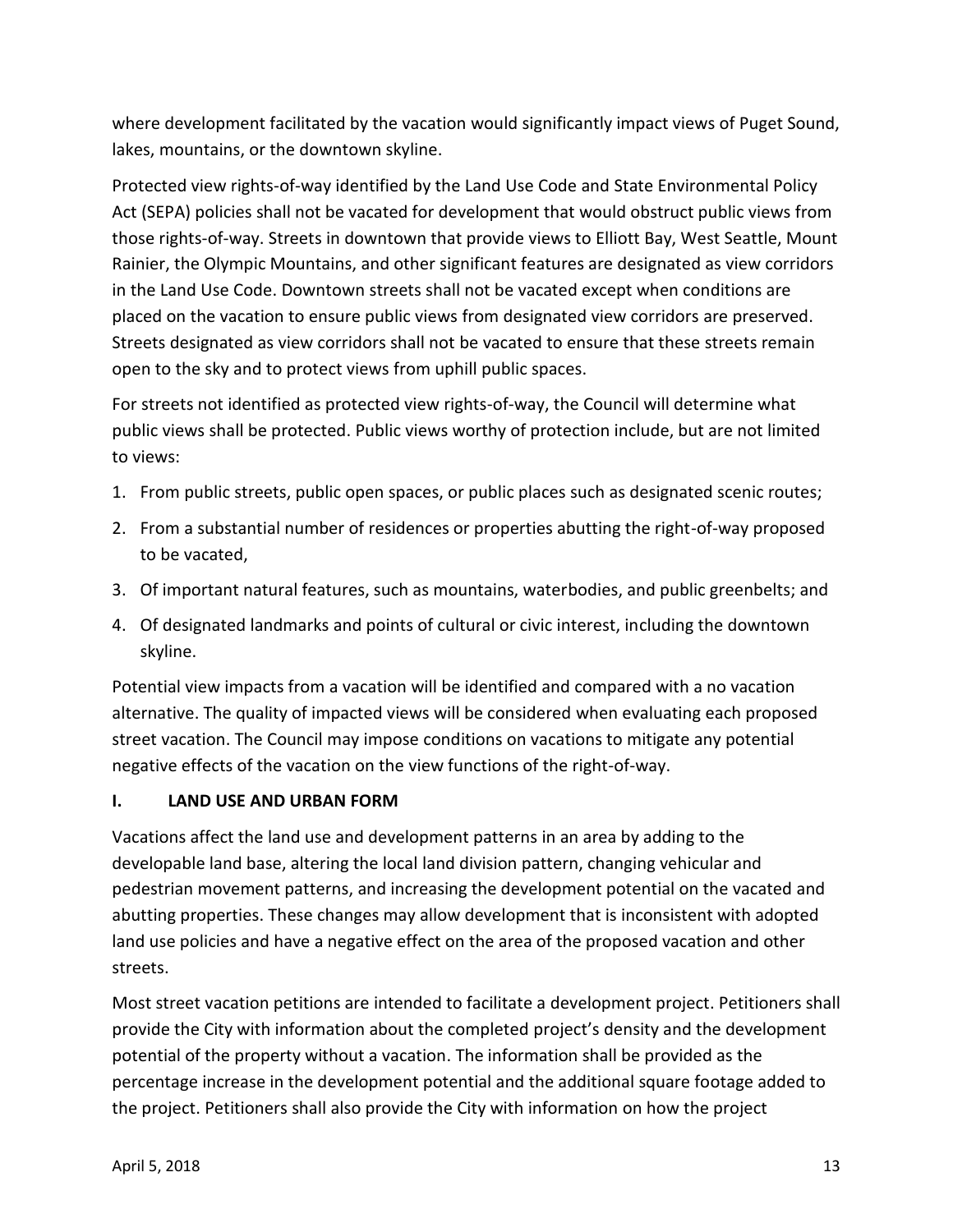where development facilitated by the vacation would significantly impact views of Puget Sound, lakes, mountains, or the downtown skyline.

Protected view rights-of-way identified by the Land Use Code and State Environmental Policy Act (SEPA) policies shall not be vacated for development that would obstruct public views from those rights-of-way. Streets in downtown that provide views to Elliott Bay, West Seattle, Mount Rainier, the Olympic Mountains, and other significant features are designated as view corridors in the Land Use Code. Downtown streets shall not be vacated except when conditions are placed on the vacation to ensure public views from designated view corridors are preserved. Streets designated as view corridors shall not be vacated to ensure that these streets remain open to the sky and to protect views from uphill public spaces.

For streets not identified as protected view rights-of-way, the Council will determine what public views shall be protected. Public views worthy of protection include, but are not limited to views:

1. From public streets, public open spaces, or public places such as designated scenic routes;
2. From a substantial number of residences or properties abutting the right-of-way proposed to be vacated,
3. Of important natural features, such as mountains, waterbodies, and public greenbelts; and
4. Of designated landmarks and points of cultural or civic interest, including the downtown skyline.

Potential view impacts from a vacation will be identified and compared with a no vacation alternative. The quality of impacted views will be considered when evaluating each proposed street vacation. The Council may impose conditions on vacations to mitigate any potential negative effects of the vacation on the view functions of the right-of-way.

## I. LAND USE AND URBAN FORM

Vacations affect the land use and development patterns in an area by adding to the developable land base, altering the local land division pattern, changing vehicular and pedestrian movement patterns, and increasing the development potential on the vacated and abutting properties. These changes may allow development that is inconsistent with adopted land use policies and have a negative effect on the area of the proposed vacation and other streets.

Most street vacation petitions are intended to facilitate a development project. Petitioners shall provide the City with information about the completed project's density and the development potential of the property without a vacation. The information shall be provided as the percentage increase in the development potential and the additional square footage added to the project. Petitioners shall also provide the City with information on how the project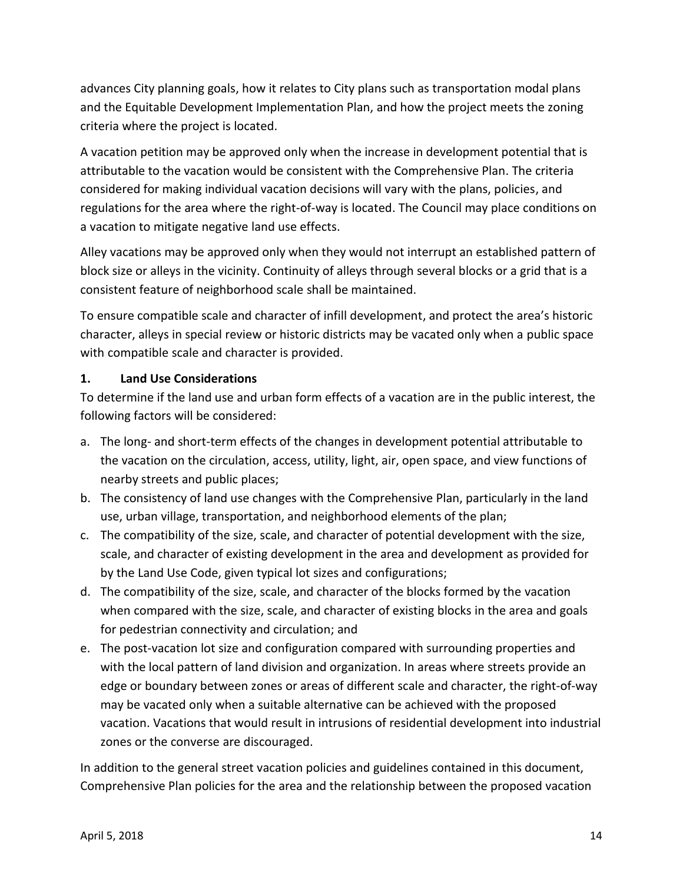advances City planning goals, how it relates to City plans such as transportation modal plans and the Equitable Development Implementation Plan, and how the project meets the zoning criteria where the project is located.

A vacation petition may be approved only when the increase in development potential that is attributable to the vacation would be consistent with the Comprehensive Plan. The criteria considered for making individual vacation decisions will vary with the plans, policies, and regulations for the area where the right-of-way is located. The Council may place conditions on a vacation to mitigate negative land use effects.

Alley vacations may be approved only when they would not interrupt an established pattern of block size or alleys in the vicinity. Continuity of alleys through several blocks or a grid that is a consistent feature of neighborhood scale shall be maintained.

To ensure compatible scale and character of infill development, and protect the area's historic character, alleys in special review or historic districts may be vacated only when a public space with compatible scale and character is provided.

### 1. Land Use Considerations

To determine if the land use and urban form effects of a vacation are in the public interest, the following factors will be considered:

a. The long- and short-term effects of the changes in development potential attributable to the vacation on the circulation, access, utility, light, air, open space, and view functions of nearby streets and public places;
b. The consistency of land use changes with the Comprehensive Plan, particularly in the land use, urban village, transportation, and neighborhood elements of the plan;
c. The compatibility of the size, scale, and character of potential development with the size, scale, and character of existing development in the area and development as provided for by the Land Use Code, given typical lot sizes and configurations;
d. The compatibility of the size, scale, and character of the blocks formed by the vacation when compared with the size, scale, and character of existing blocks in the area and goals for pedestrian connectivity and circulation; and
e. The post-vacation lot size and configuration compared with surrounding properties and with the local pattern of land division and organization. In areas where streets provide an edge or boundary between zones or areas of different scale and character, the right-of-way may be vacated only when a suitable alternative can be achieved with the proposed vacation. Vacations that would result in intrusions of residential development into industrial zones or the converse are discouraged.

In addition to the general street vacation policies and guidelines contained in this document, Comprehensive Plan policies for the area and the relationship between the proposed vacation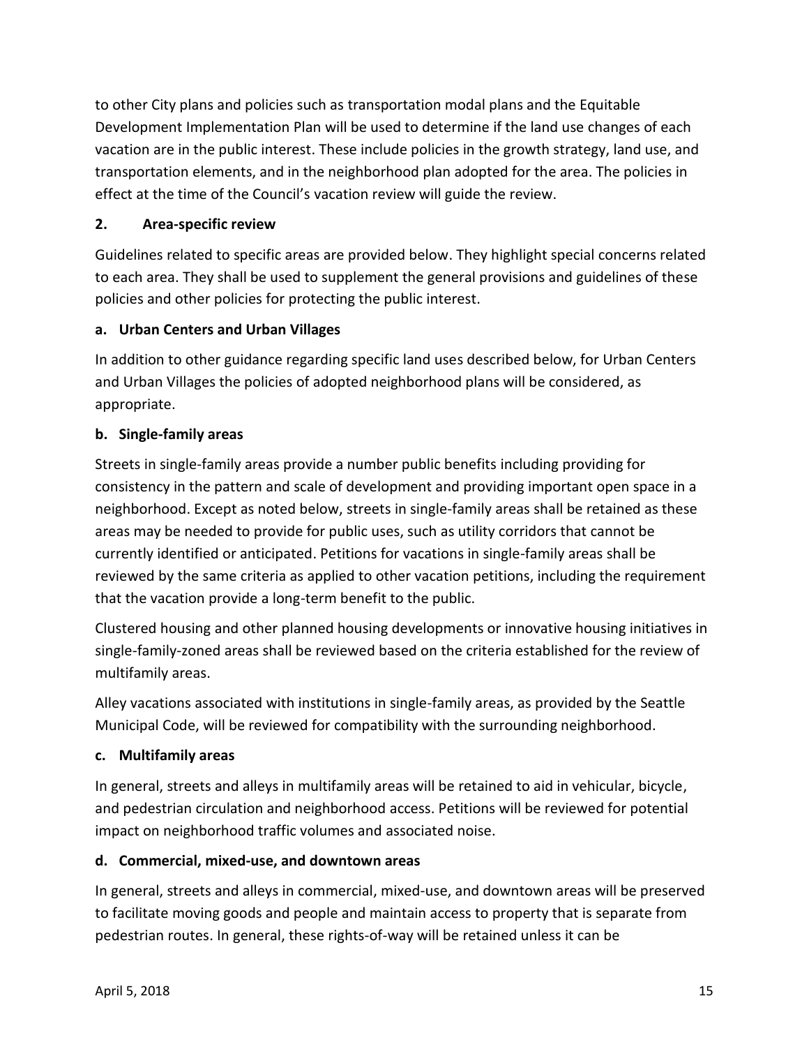to other City plans and policies such as transportation modal plans and the Equitable Development Implementation Plan will be used to determine if the land use changes of each vacation are in the public interest. These include policies in the growth strategy, land use, and transportation elements, and in the neighborhood plan adopted for the area. The policies in effect at the time of the Council's vacation review will guide the review.

### 2. Area-specific review

Guidelines related to specific areas are provided below. They highlight special concerns related to each area. They shall be used to supplement the general provisions and guidelines of these policies and other policies for protecting the public interest.

#### a. Urban Centers and Urban Villages

In addition to other guidance regarding specific land uses described below, for Urban Centers and Urban Villages the policies of adopted neighborhood plans will be considered, as appropriate.

#### b. Single-family areas

Streets in single-family areas provide a number public benefits including providing for consistency in the pattern and scale of development and providing important open space in a neighborhood. Except as noted below, streets in single-family areas shall be retained as these areas may be needed to provide for public uses, such as utility corridors that cannot be currently identified or anticipated. Petitions for vacations in single-family areas shall be reviewed by the same criteria as applied to other vacation petitions, including the requirement that the vacation provide a long-term benefit to the public.

Clustered housing and other planned housing developments or innovative housing initiatives in single-family-zoned areas shall be reviewed based on the criteria established for the review of multifamily areas.

Alley vacations associated with institutions in single-family areas, as provided by the Seattle Municipal Code, will be reviewed for compatibility with the surrounding neighborhood.

#### c. Multifamily areas

In general, streets and alleys in multifamily areas will be retained to aid in vehicular, bicycle, and pedestrian circulation and neighborhood access. Petitions will be reviewed for potential impact on neighborhood traffic volumes and associated noise.

#### d. Commercial, mixed-use, and downtown areas

In general, streets and alleys in commercial, mixed-use, and downtown areas will be preserved to facilitate moving goods and people and maintain access to property that is separate from pedestrian routes. In general, these rights-of-way will be retained unless it can be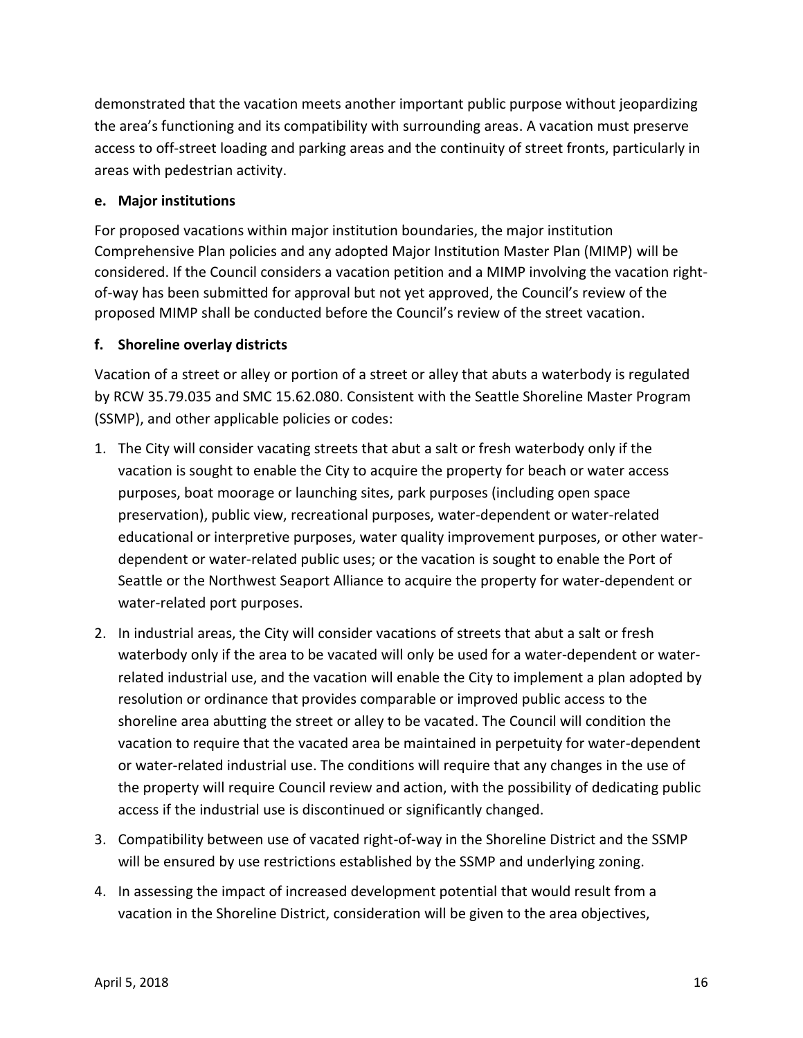demonstrated that the vacation meets another important public purpose without jeopardizing the area's functioning and its compatibility with surrounding areas. A vacation must preserve access to off-street loading and parking areas and the continuity of street fronts, particularly in areas with pedestrian activity.

**e. Major institutions**

For proposed vacations within major institution boundaries, the major institution Comprehensive Plan policies and any adopted Major Institution Master Plan (MIMP) will be considered. If the Council considers a vacation petition and a MIMP involving the vacation right-of-way has been submitted for approval but not yet approved, the Council's review of the proposed MIMP shall be conducted before the Council's review of the street vacation.

**f. Shoreline overlay districts**

Vacation of a street or alley or portion of a street or alley that abuts a waterbody is regulated by RCW 35.79.035 and SMC 15.62.080. Consistent with the Seattle Shoreline Master Program (SSMP), and other applicable policies or codes:

1. The City will consider vacating streets that abut a salt or fresh waterbody only if the vacation is sought to enable the City to acquire the property for beach or water access purposes, boat moorage or launching sites, park purposes (including open space preservation), public view, recreational purposes, water-dependent or water-related educational or interpretive purposes, water quality improvement purposes, or other water-dependent or water-related public uses; or the vacation is sought to enable the Port of Seattle or the Northwest Seaport Alliance to acquire the property for water-dependent or water-related port purposes.
2. In industrial areas, the City will consider vacations of streets that abut a salt or fresh waterbody only if the area to be vacated will only be used for a water-dependent or water-related industrial use, and the vacation will enable the City to implement a plan adopted by resolution or ordinance that provides comparable or improved public access to the shoreline area abutting the street or alley to be vacated. The Council will condition the vacation to require that the vacated area be maintained in perpetuity for water-dependent or water-related industrial use. The conditions will require that any changes in the use of the property will require Council review and action, with the possibility of dedicating public access if the industrial use is discontinued or significantly changed.
3. Compatibility between use of vacated right-of-way in the Shoreline District and the SSMP will be ensured by use restrictions established by the SSMP and underlying zoning.
4. In assessing the impact of increased development potential that would result from a vacation in the Shoreline District, consideration will be given to the area objectives,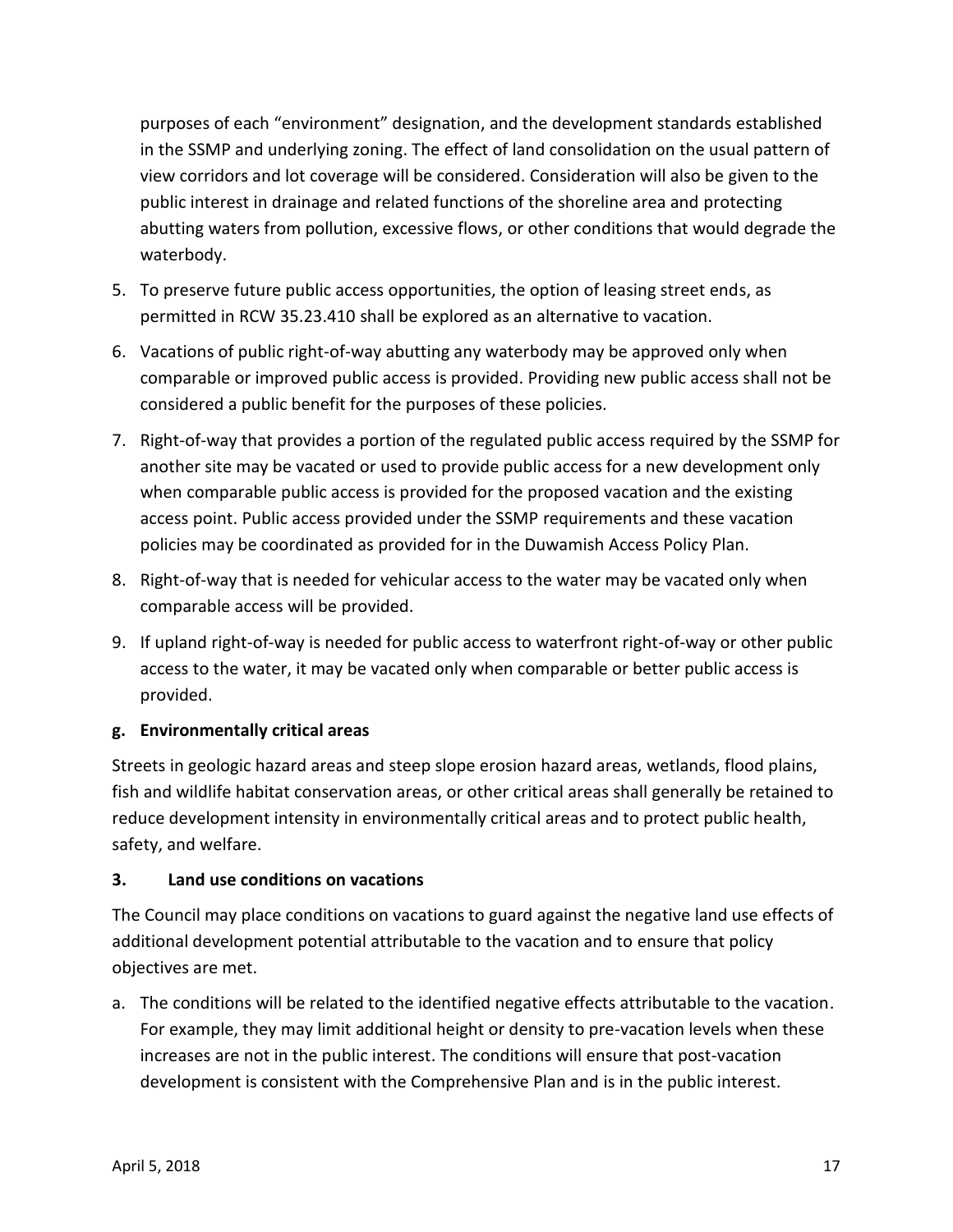purposes of each "environment" designation, and the development standards established in the SSMP and underlying zoning. The effect of land consolidation on the usual pattern of view corridors and lot coverage will be considered. Consideration will also be given to the public interest in drainage and related functions of the shoreline area and protecting abutting waters from pollution, excessive flows, or other conditions that would degrade the waterbody.

5. To preserve future public access opportunities, the option of leasing street ends, as permitted in RCW 35.23.410 shall be explored as an alternative to vacation.
6. Vacations of public right-of-way abutting any waterbody may be approved only when comparable or improved public access is provided. Providing new public access shall not be considered a public benefit for the purposes of these policies.
7. Right-of-way that provides a portion of the regulated public access required by the SSMP for another site may be vacated or used to provide public access for a new development only when comparable public access is provided for the proposed vacation and the existing access point. Public access provided under the SSMP requirements and these vacation policies may be coordinated as provided for in the Duwamish Access Policy Plan.
8. Right-of-way that is needed for vehicular access to the water may be vacated only when comparable access will be provided.
9. If upland right-of-way is needed for public access to waterfront right-of-way or other public access to the water, it may be vacated only when comparable or better public access is provided.

**g. Environmentally critical areas**

Streets in geologic hazard areas and steep slope erosion hazard areas, wetlands, flood plains, fish and wildlife habitat conservation areas, or other critical areas shall generally be retained to reduce development intensity in environmentally critical areas and to protect public health, safety, and welfare.

### 3. Land use conditions on vacations

The Council may place conditions on vacations to guard against the negative land use effects of additional development potential attributable to the vacation and to ensure that policy objectives are met.

a. The conditions will be related to the identified negative effects attributable to the vacation. For example, they may limit additional height or density to pre-vacation levels when these increases are not in the public interest. The conditions will ensure that post-vacation development is consistent with the Comprehensive Plan and is in the public interest.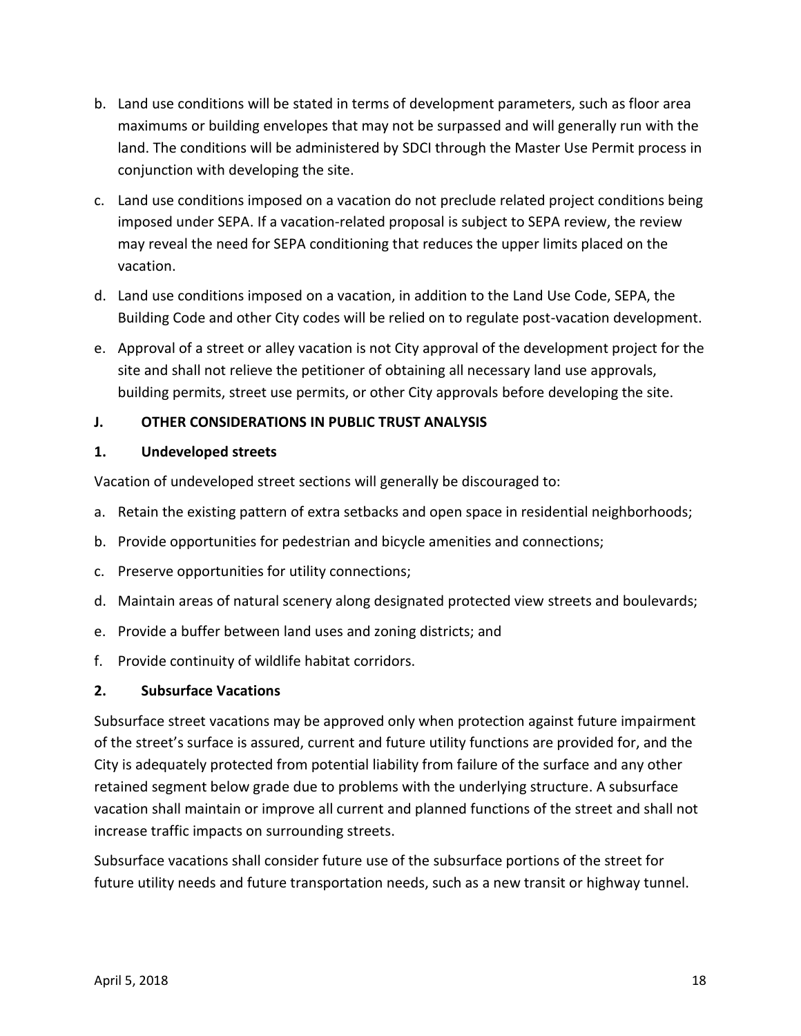b. Land use conditions will be stated in terms of development parameters, such as floor area maximums or building envelopes that may not be surpassed and will generally run with the land. The conditions will be administered by SDCI through the Master Use Permit process in conjunction with developing the site.

c. Land use conditions imposed on a vacation do not preclude related project conditions being imposed under SEPA. If a vacation-related proposal is subject to SEPA review, the review may reveal the need for SEPA conditioning that reduces the upper limits placed on the vacation.

d. Land use conditions imposed on a vacation, in addition to the Land Use Code, SEPA, the Building Code and other City codes will be relied on to regulate post-vacation development.

e. Approval of a street or alley vacation is not City approval of the development project for the site and shall not relieve the petitioner of obtaining all necessary land use approvals, building permits, street use permits, or other City approvals before developing the site.

## J. OTHER CONSIDERATIONS IN PUBLIC TRUST ANALYSIS

### 1. Undeveloped streets

Vacation of undeveloped street sections will generally be discouraged to:

a. Retain the existing pattern of extra setbacks and open space in residential neighborhoods;

b. Provide opportunities for pedestrian and bicycle amenities and connections;

c. Preserve opportunities for utility connections;

d. Maintain areas of natural scenery along designated protected view streets and boulevards;

e. Provide a buffer between land uses and zoning districts; and

f. Provide continuity of wildlife habitat corridors.

### 2. Subsurface Vacations

Subsurface street vacations may be approved only when protection against future impairment of the street's surface is assured, current and future utility functions are provided for, and the City is adequately protected from potential liability from failure of the surface and any other retained segment below grade due to problems with the underlying structure. A subsurface vacation shall maintain or improve all current and planned functions of the street and shall not increase traffic impacts on surrounding streets.

Subsurface vacations shall consider future use of the subsurface portions of the street for future utility needs and future transportation needs, such as a new transit or highway tunnel.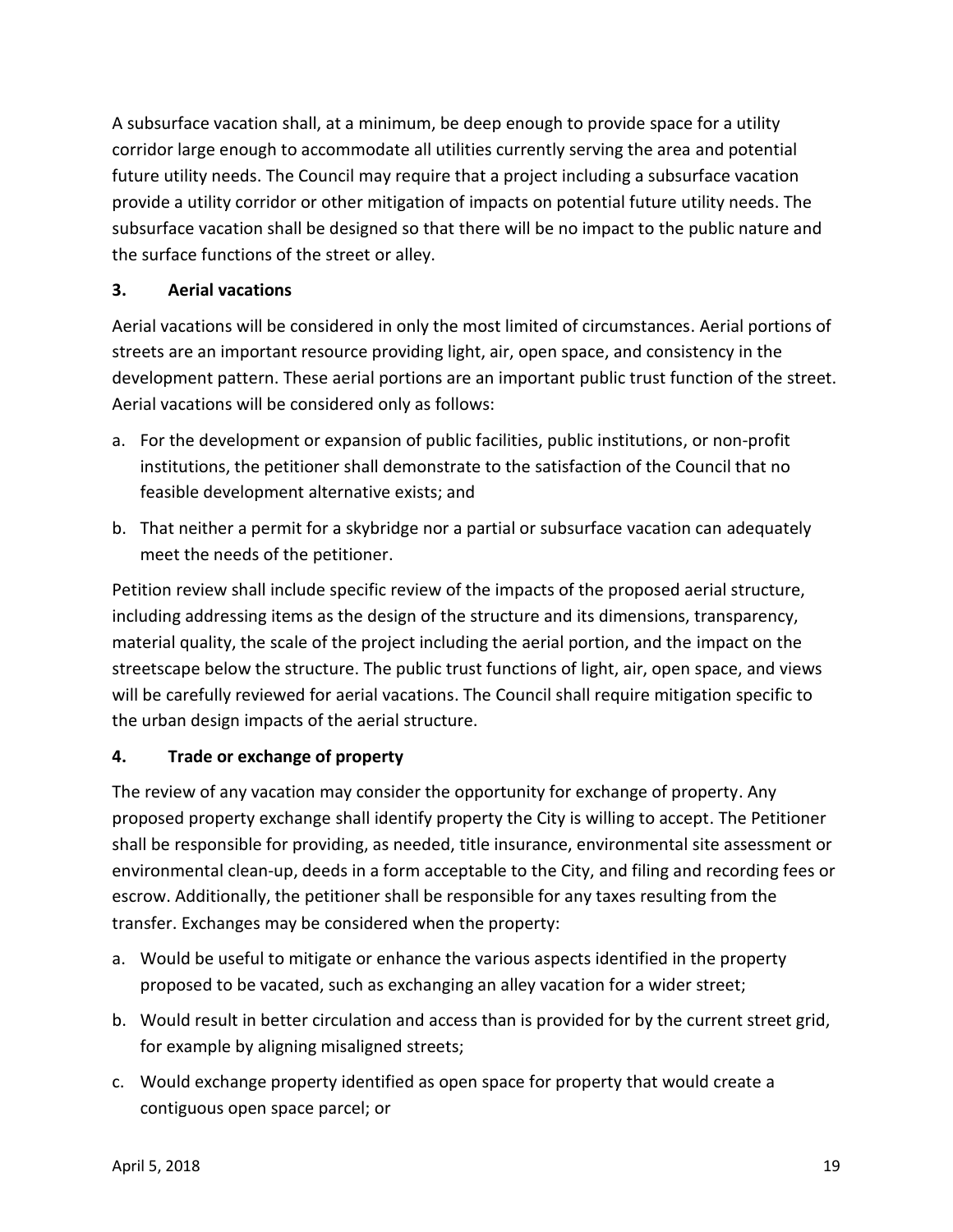A subsurface vacation shall, at a minimum, be deep enough to provide space for a utility corridor large enough to accommodate all utilities currently serving the area and potential future utility needs. The Council may require that a project including a subsurface vacation provide a utility corridor or other mitigation of impacts on potential future utility needs. The subsurface vacation shall be designed so that there will be no impact to the public nature and the surface functions of the street or alley.

### 3. Aerial vacations

Aerial vacations will be considered in only the most limited of circumstances. Aerial portions of streets are an important resource providing light, air, open space, and consistency in the development pattern. These aerial portions are an important public trust function of the street. Aerial vacations will be considered only as follows:

a. For the development or expansion of public facilities, public institutions, or non-profit institutions, the petitioner shall demonstrate to the satisfaction of the Council that no feasible development alternative exists; and

b. That neither a permit for a skybridge nor a partial or subsurface vacation can adequately meet the needs of the petitioner.

Petition review shall include specific review of the impacts of the proposed aerial structure, including addressing items as the design of the structure and its dimensions, transparency, material quality, the scale of the project including the aerial portion, and the impact on the streetscape below the structure. The public trust functions of light, air, open space, and views will be carefully reviewed for aerial vacations. The Council shall require mitigation specific to the urban design impacts of the aerial structure.

### 4. Trade or exchange of property

The review of any vacation may consider the opportunity for exchange of property. Any proposed property exchange shall identify property the City is willing to accept. The Petitioner shall be responsible for providing, as needed, title insurance, environmental site assessment or environmental clean-up, deeds in a form acceptable to the City, and filing and recording fees or escrow. Additionally, the petitioner shall be responsible for any taxes resulting from the transfer. Exchanges may be considered when the property:

a. Would be useful to mitigate or enhance the various aspects identified in the property proposed to be vacated, such as exchanging an alley vacation for a wider street;

b. Would result in better circulation and access than is provided for by the current street grid, for example by aligning misaligned streets;

c. Would exchange property identified as open space for property that would create a contiguous open space parcel; or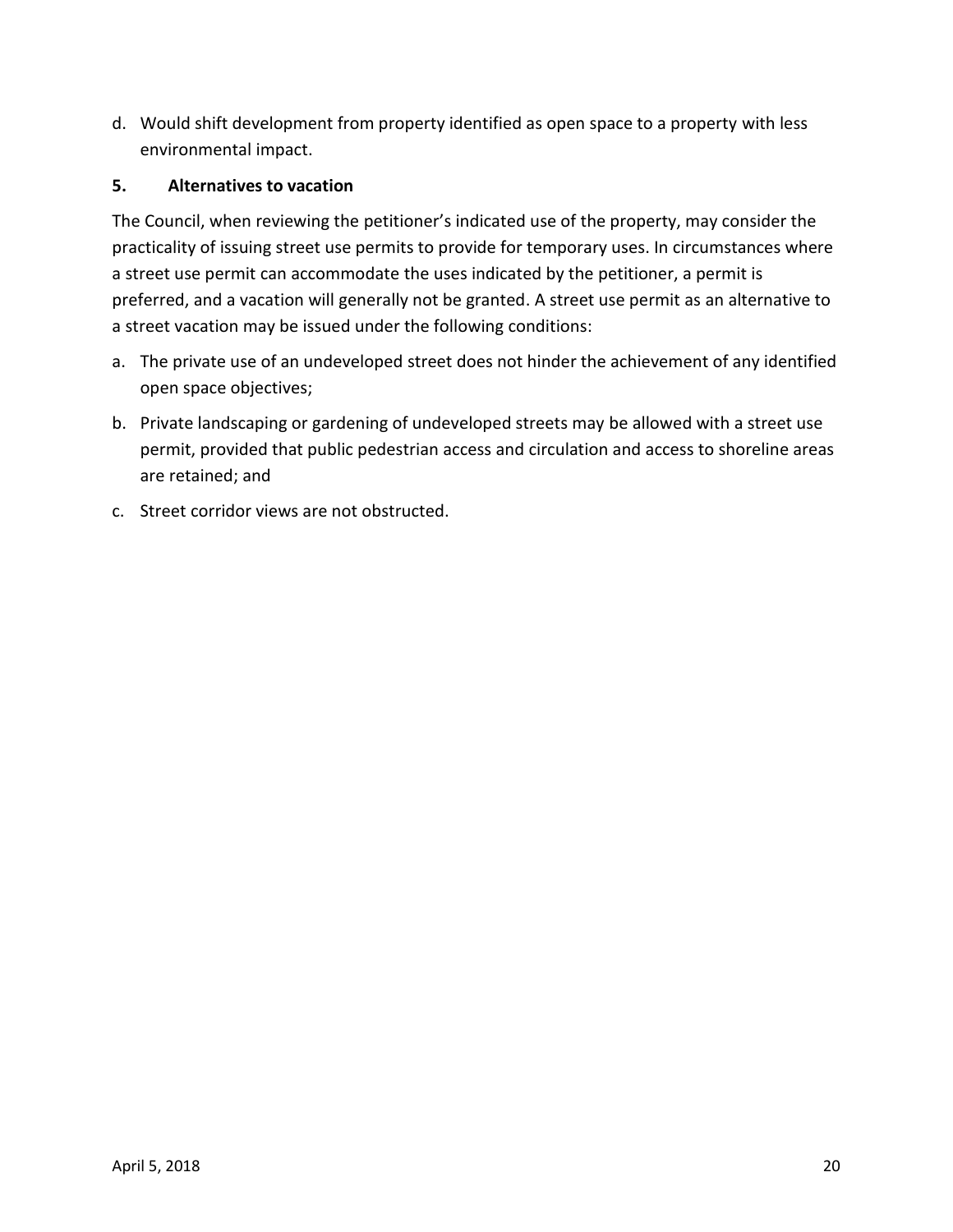d. Would shift development from property identified as open space to a property with less environmental impact.

### 5. Alternatives to vacation

The Council, when reviewing the petitioner's indicated use of the property, may consider the practicality of issuing street use permits to provide for temporary uses. In circumstances where a street use permit can accommodate the uses indicated by the petitioner, a permit is preferred, and a vacation will generally not be granted. A street use permit as an alternative to a street vacation may be issued under the following conditions:

a. The private use of an undeveloped street does not hinder the achievement of any identified open space objectives;

b. Private landscaping or gardening of undeveloped streets may be allowed with a street use permit, provided that public pedestrian access and circulation and access to shoreline areas are retained; and

c. Street corridor views are not obstructed.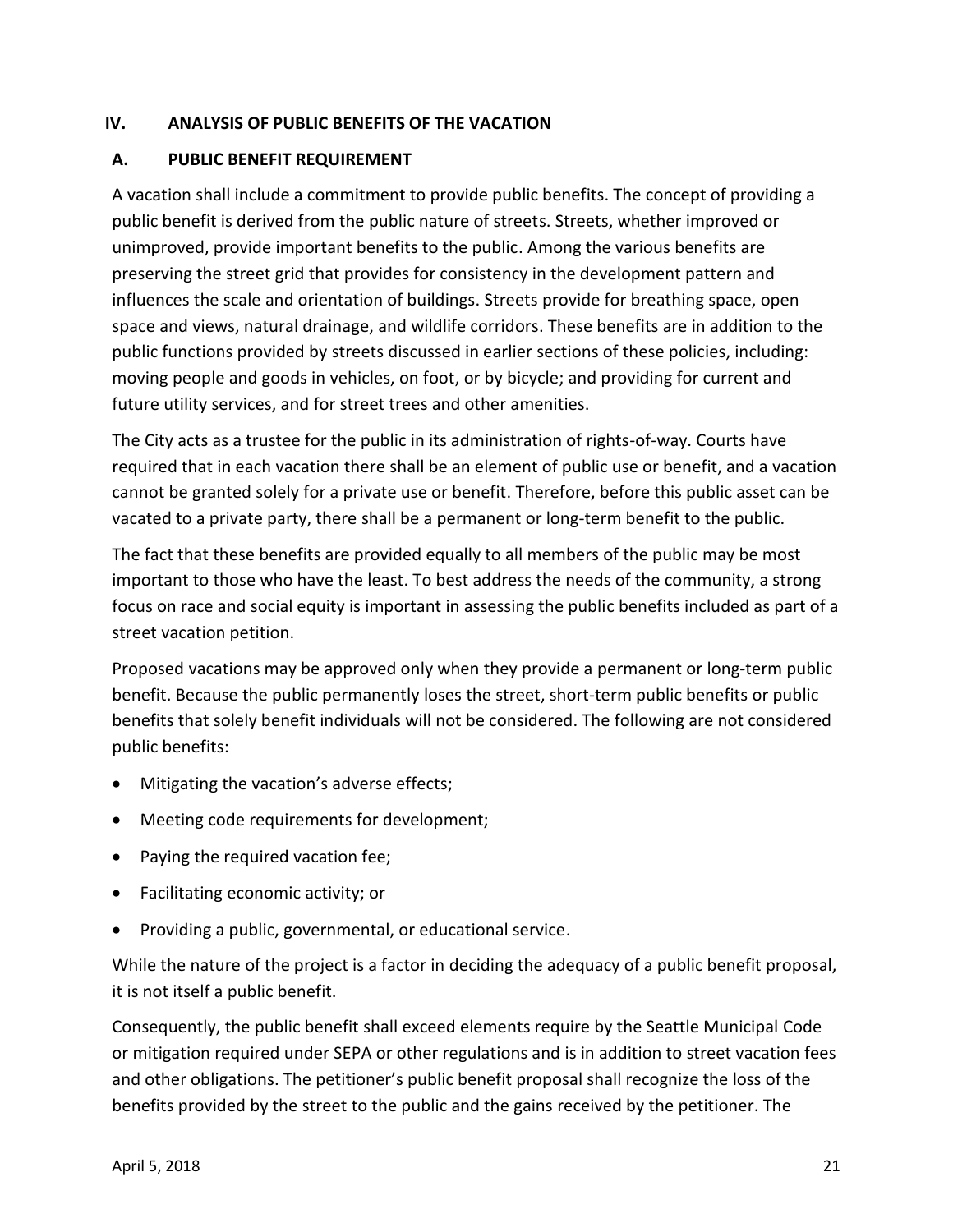## IV. ANALYSIS OF PUBLIC BENEFITS OF THE VACATION

### A. PUBLIC BENEFIT REQUIREMENT

A vacation shall include a commitment to provide public benefits. The concept of providing a public benefit is derived from the public nature of streets. Streets, whether improved or unimproved, provide important benefits to the public. Among the various benefits are preserving the street grid that provides for consistency in the development pattern and influences the scale and orientation of buildings. Streets provide for breathing space, open space and views, natural drainage, and wildlife corridors. These benefits are in addition to the public functions provided by streets discussed in earlier sections of these policies, including: moving people and goods in vehicles, on foot, or by bicycle; and providing for current and future utility services, and for street trees and other amenities.

The City acts as a trustee for the public in its administration of rights-of-way. Courts have required that in each vacation there shall be an element of public use or benefit, and a vacation cannot be granted solely for a private use or benefit. Therefore, before this public asset can be vacated to a private party, there shall be a permanent or long-term benefit to the public.

The fact that these benefits are provided equally to all members of the public may be most important to those who have the least. To best address the needs of the community, a strong focus on race and social equity is important in assessing the public benefits included as part of a street vacation petition.

Proposed vacations may be approved only when they provide a permanent or long-term public benefit. Because the public permanently loses the street, short-term public benefits or public benefits that solely benefit individuals will not be considered. The following are not considered public benefits:

- Mitigating the vacation's adverse effects;
- Meeting code requirements for development;
- Paying the required vacation fee;
- Facilitating economic activity; or
- Providing a public, governmental, or educational service.

While the nature of the project is a factor in deciding the adequacy of a public benefit proposal, it is not itself a public benefit.

Consequently, the public benefit shall exceed elements require by the Seattle Municipal Code or mitigation required under SEPA or other regulations and is in addition to street vacation fees and other obligations. The petitioner's public benefit proposal shall recognize the loss of the benefits provided by the street to the public and the gains received by the petitioner. The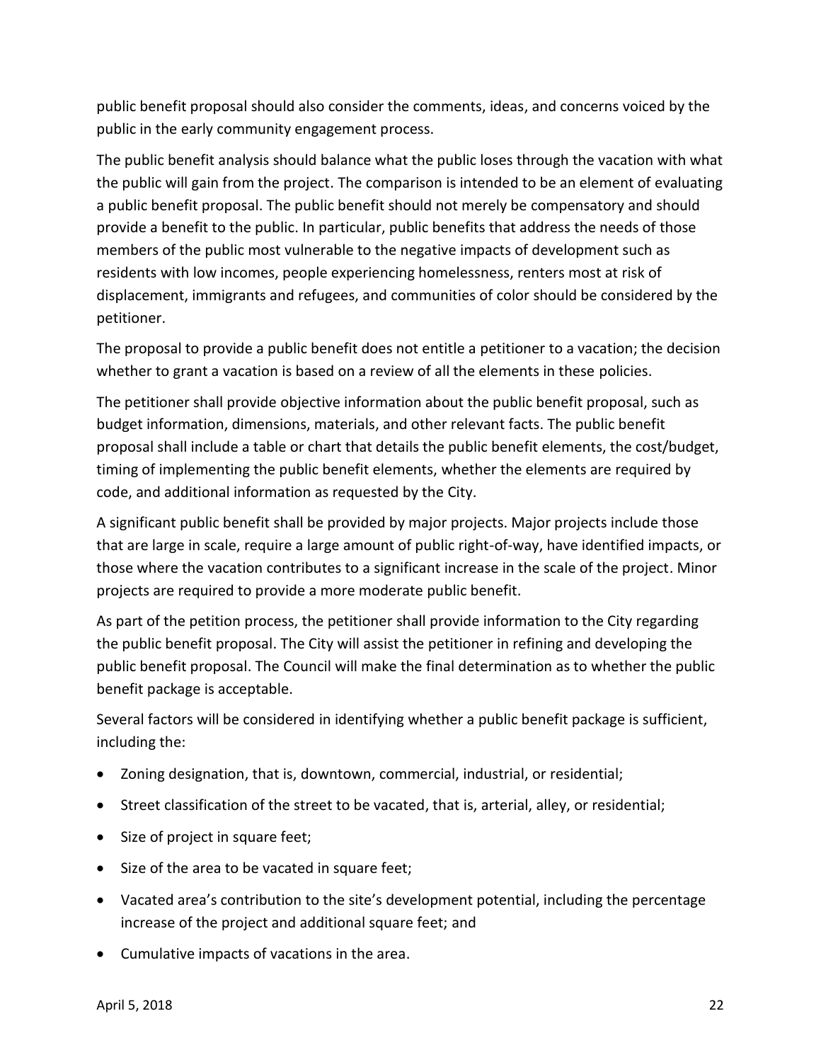public benefit proposal should also consider the comments, ideas, and concerns voiced by the public in the early community engagement process.

The public benefit analysis should balance what the public loses through the vacation with what the public will gain from the project. The comparison is intended to be an element of evaluating a public benefit proposal. The public benefit should not merely be compensatory and should provide a benefit to the public. In particular, public benefits that address the needs of those members of the public most vulnerable to the negative impacts of development such as residents with low incomes, people experiencing homelessness, renters most at risk of displacement, immigrants and refugees, and communities of color should be considered by the petitioner.

The proposal to provide a public benefit does not entitle a petitioner to a vacation; the decision whether to grant a vacation is based on a review of all the elements in these policies.

The petitioner shall provide objective information about the public benefit proposal, such as budget information, dimensions, materials, and other relevant facts. The public benefit proposal shall include a table or chart that details the public benefit elements, the cost/budget, timing of implementing the public benefit elements, whether the elements are required by code, and additional information as requested by the City.

A significant public benefit shall be provided by major projects. Major projects include those that are large in scale, require a large amount of public right-of-way, have identified impacts, or those where the vacation contributes to a significant increase in the scale of the project. Minor projects are required to provide a more moderate public benefit.

As part of the petition process, the petitioner shall provide information to the City regarding the public benefit proposal. The City will assist the petitioner in refining and developing the public benefit proposal. The Council will make the final determination as to whether the public benefit package is acceptable.

Several factors will be considered in identifying whether a public benefit package is sufficient, including the:

- Zoning designation, that is, downtown, commercial, industrial, or residential;
- Street classification of the street to be vacated, that is, arterial, alley, or residential;
- Size of project in square feet;
- Size of the area to be vacated in square feet;
- Vacated area's contribution to the site's development potential, including the percentage increase of the project and additional square feet; and
- Cumulative impacts of vacations in the area.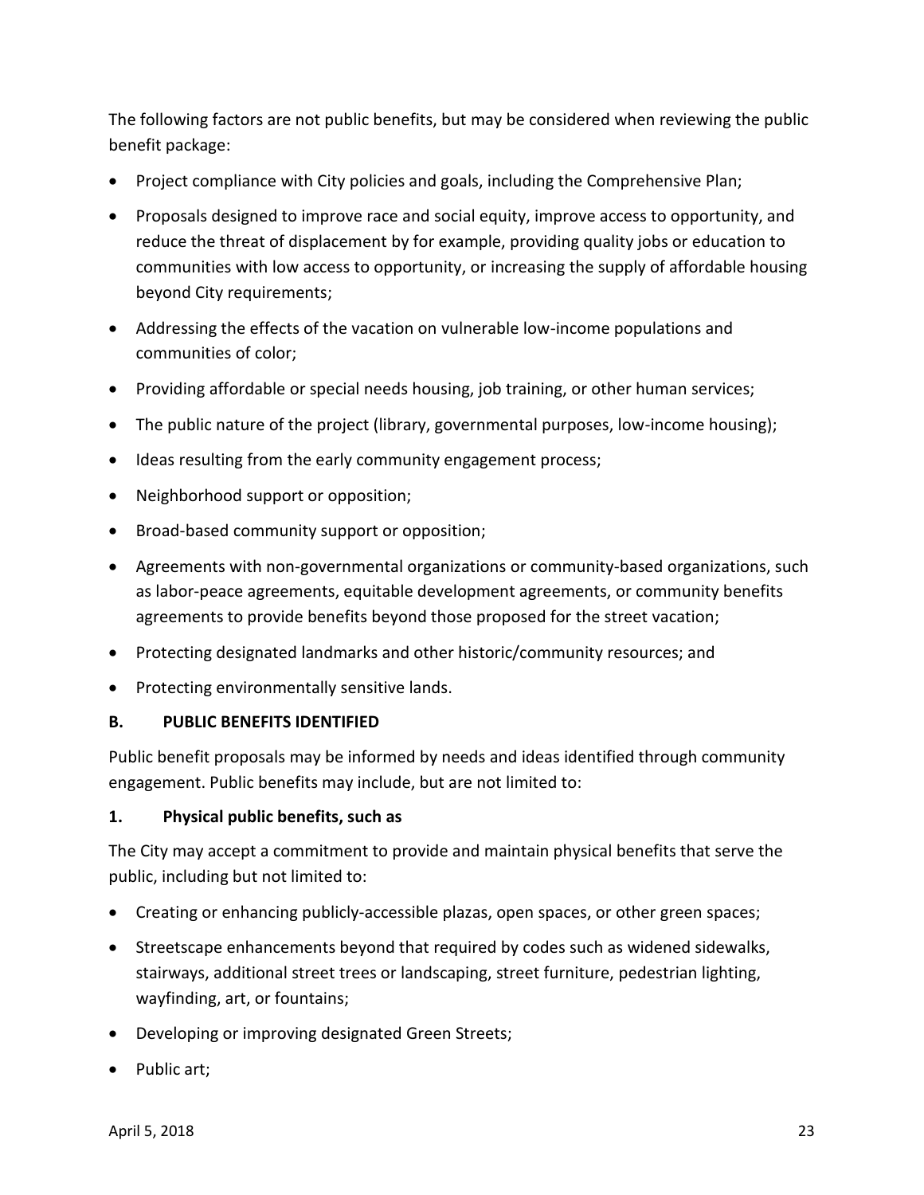The following factors are not public benefits, but may be considered when reviewing the public benefit package:

- Project compliance with City policies and goals, including the Comprehensive Plan;
- Proposals designed to improve race and social equity, improve access to opportunity, and reduce the threat of displacement by for example, providing quality jobs or education to communities with low access to opportunity, or increasing the supply of affordable housing beyond City requirements;
- Addressing the effects of the vacation on vulnerable low-income populations and communities of color;
- Providing affordable or special needs housing, job training, or other human services;
- The public nature of the project (library, governmental purposes, low-income housing);
- Ideas resulting from the early community engagement process;
- Neighborhood support or opposition;
- Broad-based community support or opposition;
- Agreements with non-governmental organizations or community-based organizations, such as labor-peace agreements, equitable development agreements, or community benefits agreements to provide benefits beyond those proposed for the street vacation;
- Protecting designated landmarks and other historic/community resources; and
- Protecting environmentally sensitive lands.

## B. PUBLIC BENEFITS IDENTIFIED

Public benefit proposals may be informed by needs and ideas identified through community engagement. Public benefits may include, but are not limited to:

### 1. Physical public benefits, such as

The City may accept a commitment to provide and maintain physical benefits that serve the public, including but not limited to:

- Creating or enhancing publicly-accessible plazas, open spaces, or other green spaces;
- Streetscape enhancements beyond that required by codes such as widened sidewalks, stairways, additional street trees or landscaping, street furniture, pedestrian lighting, wayfinding, art, or fountains;
- Developing or improving designated Green Streets;
- Public art;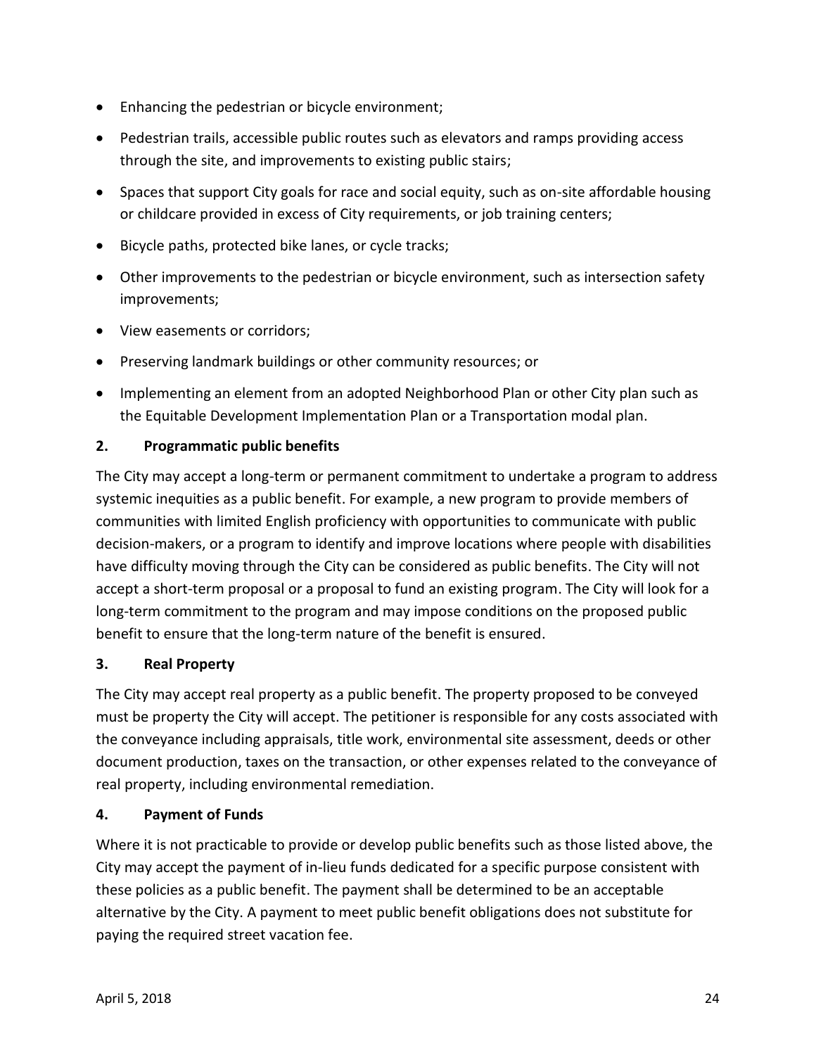- Enhancing the pedestrian or bicycle environment;
- Pedestrian trails, accessible public routes such as elevators and ramps providing access through the site, and improvements to existing public stairs;
- Spaces that support City goals for race and social equity, such as on-site affordable housing or childcare provided in excess of City requirements, or job training centers;
- Bicycle paths, protected bike lanes, or cycle tracks;
- Other improvements to the pedestrian or bicycle environment, such as intersection safety improvements;
- View easements or corridors;
- Preserving landmark buildings or other community resources; or
- Implementing an element from an adopted Neighborhood Plan or other City plan such as the Equitable Development Implementation Plan or a Transportation modal plan.

### 2. Programmatic public benefits

The City may accept a long-term or permanent commitment to undertake a program to address systemic inequities as a public benefit. For example, a new program to provide members of communities with limited English proficiency with opportunities to communicate with public decision-makers, or a program to identify and improve locations where people with disabilities have difficulty moving through the City can be considered as public benefits. The City will not accept a short-term proposal or a proposal to fund an existing program. The City will look for a long-term commitment to the program and may impose conditions on the proposed public benefit to ensure that the long-term nature of the benefit is ensured.

### 3. Real Property

The City may accept real property as a public benefit. The property proposed to be conveyed must be property the City will accept. The petitioner is responsible for any costs associated with the conveyance including appraisals, title work, environmental site assessment, deeds or other document production, taxes on the transaction, or other expenses related to the conveyance of real property, including environmental remediation.

### 4. Payment of Funds

Where it is not practicable to provide or develop public benefits such as those listed above, the City may accept the payment of in-lieu funds dedicated for a specific purpose consistent with these policies as a public benefit. The payment shall be determined to be an acceptable alternative by the City. A payment to meet public benefit obligations does not substitute for paying the required street vacation fee.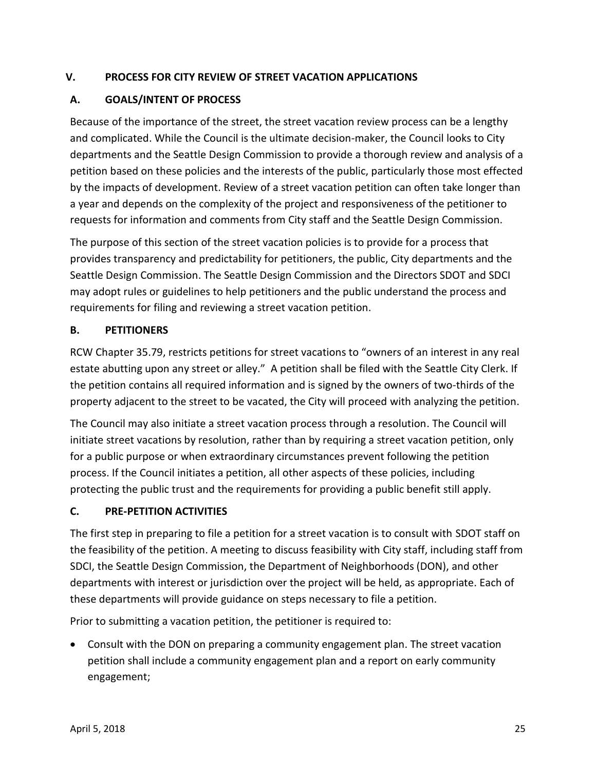## V. PROCESS FOR CITY REVIEW OF STREET VACATION APPLICATIONS

### A. GOALS/INTENT OF PROCESS

Because of the importance of the street, the street vacation review process can be a lengthy and complicated. While the Council is the ultimate decision-maker, the Council looks to City departments and the Seattle Design Commission to provide a thorough review and analysis of a petition based on these policies and the interests of the public, particularly those most effected by the impacts of development. Review of a street vacation petition can often take longer than a year and depends on the complexity of the project and responsiveness of the petitioner to requests for information and comments from City staff and the Seattle Design Commission.

The purpose of this section of the street vacation policies is to provide for a process that provides transparency and predictability for petitioners, the public, City departments and the Seattle Design Commission. The Seattle Design Commission and the Directors SDOT and SDCI may adopt rules or guidelines to help petitioners and the public understand the process and requirements for filing and reviewing a street vacation petition.

### B. PETITIONERS

RCW Chapter 35.79, restricts petitions for street vacations to "owners of an interest in any real estate abutting upon any street or alley." A petition shall be filed with the Seattle City Clerk. If the petition contains all required information and is signed by the owners of two-thirds of the property adjacent to the street to be vacated, the City will proceed with analyzing the petition.

The Council may also initiate a street vacation process through a resolution. The Council will initiate street vacations by resolution, rather than by requiring a street vacation petition, only for a public purpose or when extraordinary circumstances prevent following the petition process. If the Council initiates a petition, all other aspects of these policies, including protecting the public trust and the requirements for providing a public benefit still apply.

### C. PRE-PETITION ACTIVITIES

The first step in preparing to file a petition for a street vacation is to consult with SDOT staff on the feasibility of the petition. A meeting to discuss feasibility with City staff, including staff from SDCI, the Seattle Design Commission, the Department of Neighborhoods (DON), and other departments with interest or jurisdiction over the project will be held, as appropriate. Each of these departments will provide guidance on steps necessary to file a petition.

Prior to submitting a vacation petition, the petitioner is required to:

- Consult with the DON on preparing a community engagement plan. The street vacation petition shall include a community engagement plan and a report on early community engagement;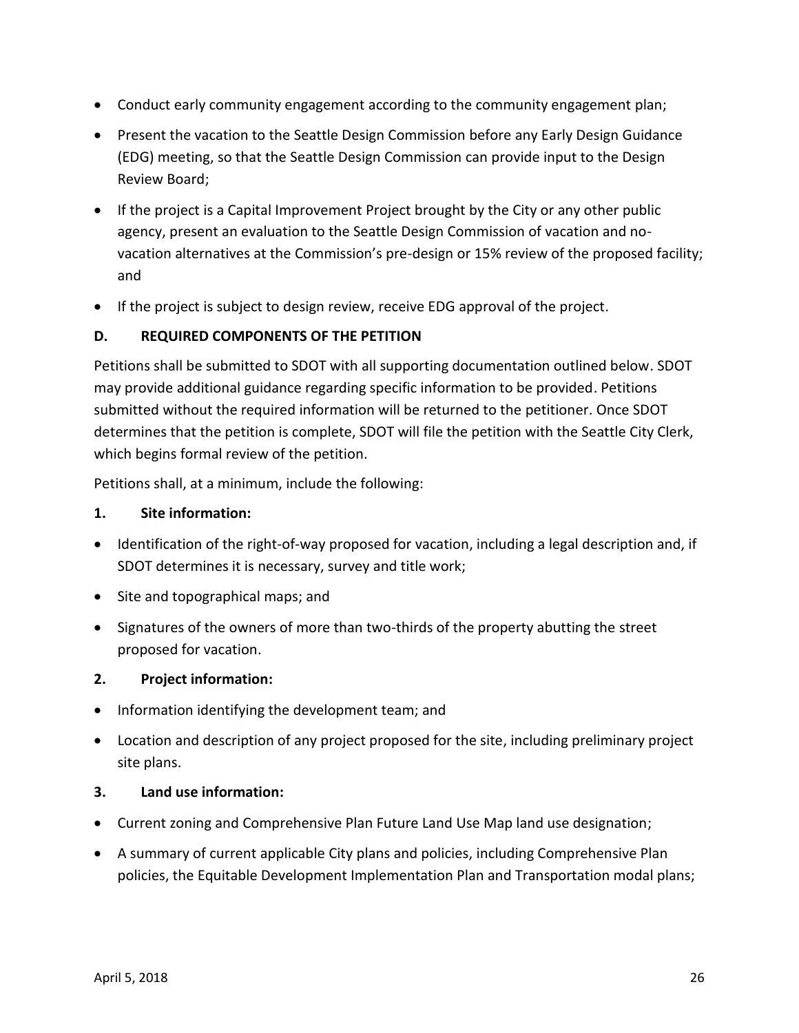- Conduct early community engagement according to the community engagement plan;
- Present the vacation to the Seattle Design Commission before any Early Design Guidance (EDG) meeting, so that the Seattle Design Commission can provide input to the Design Review Board;
- If the project is a Capital Improvement Project brought by the City or any other public agency, present an evaluation to the Seattle Design Commission of vacation and no-vacation alternatives at the Commission's pre-design or 15% review of the proposed facility; and
- If the project is subject to design review, receive EDG approval of the project.

### D. REQUIRED COMPONENTS OF THE PETITION

Petitions shall be submitted to SDOT with all supporting documentation outlined below. SDOT may provide additional guidance regarding specific information to be provided. Petitions submitted without the required information will be returned to the petitioner. Once SDOT determines that the petition is complete, SDOT will file the petition with the Seattle City Clerk, which begins formal review of the petition.

Petitions shall, at a minimum, include the following:

#### 1. Site information:

- Identification of the right-of-way proposed for vacation, including a legal description and, if SDOT determines it is necessary, survey and title work;
- Site and topographical maps; and
- Signatures of the owners of more than two-thirds of the property abutting the street proposed for vacation.

#### 2. Project information:

- Information identifying the development team; and
- Location and description of any project proposed for the site, including preliminary project site plans.

#### 3. Land use information:

- Current zoning and Comprehensive Plan Future Land Use Map land use designation;
- A summary of current applicable City plans and policies, including Comprehensive Plan policies, the Equitable Development Implementation Plan and Transportation modal plans;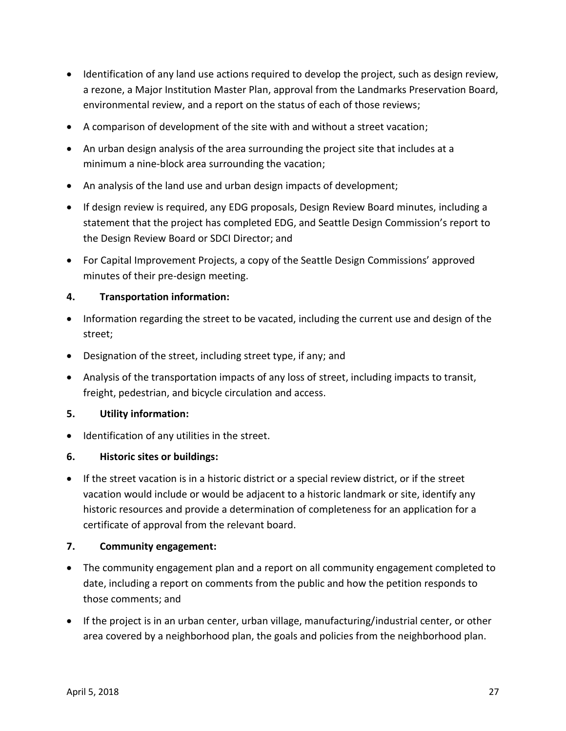- Identification of any land use actions required to develop the project, such as design review, a rezone, a Major Institution Master Plan, approval from the Landmarks Preservation Board, environmental review, and a report on the status of each of those reviews;
- A comparison of development of the site with and without a street vacation;
- An urban design analysis of the area surrounding the project site that includes at a minimum a nine-block area surrounding the vacation;
- An analysis of the land use and urban design impacts of development;
- If design review is required, any EDG proposals, Design Review Board minutes, including a statement that the project has completed EDG, and Seattle Design Commission's report to the Design Review Board or SDCI Director; and
- For Capital Improvement Projects, a copy of the Seattle Design Commissions' approved minutes of their pre-design meeting.

**4. Transportation information:**

- Information regarding the street to be vacated, including the current use and design of the street;
- Designation of the street, including street type, if any; and
- Analysis of the transportation impacts of any loss of street, including impacts to transit, freight, pedestrian, and bicycle circulation and access.

**5. Utility information:**

- Identification of any utilities in the street.

**6. Historic sites or buildings:**

- If the street vacation is in a historic district or a special review district, or if the street vacation would include or would be adjacent to a historic landmark or site, identify any historic resources and provide a determination of completeness for an application for a certificate of approval from the relevant board.

**7. Community engagement:**

- The community engagement plan and a report on all community engagement completed to date, including a report on comments from the public and how the petition responds to those comments; and
- If the project is in an urban center, urban village, manufacturing/industrial center, or other area covered by a neighborhood plan, the goals and policies from the neighborhood plan.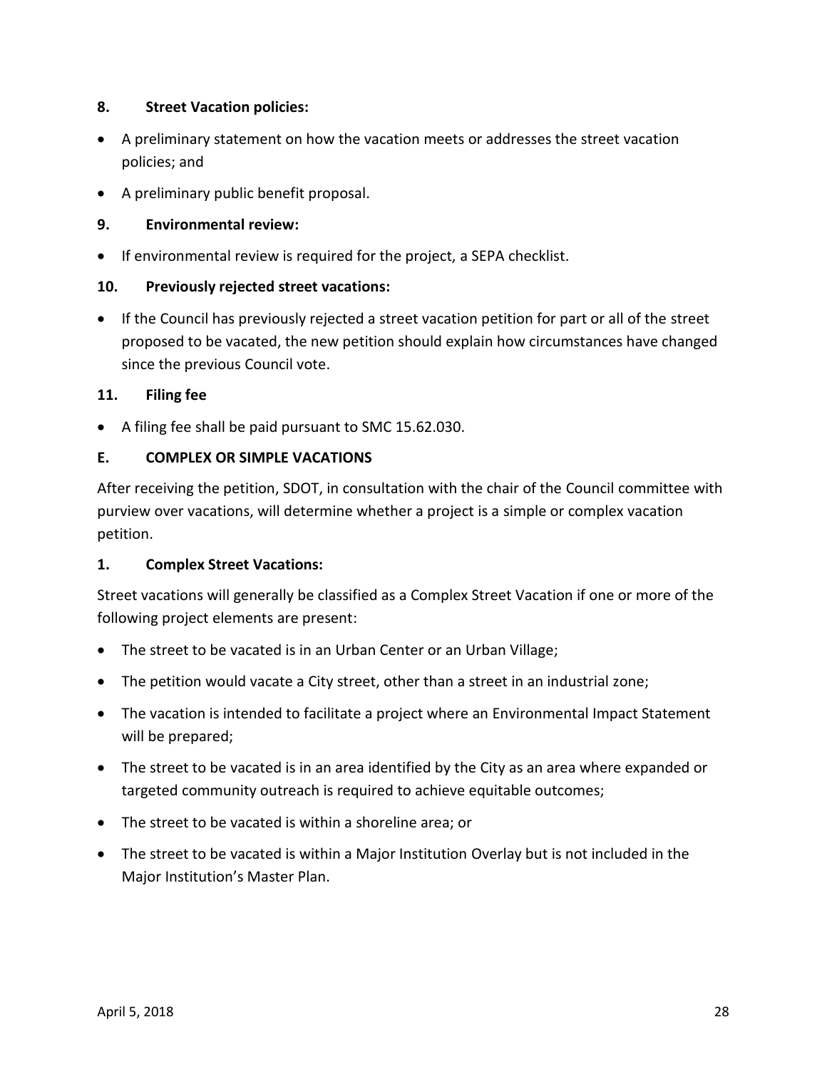**8. Street Vacation policies:**

- A preliminary statement on how the vacation meets or addresses the street vacation policies; and
- A preliminary public benefit proposal.

**9. Environmental review:**

- If environmental review is required for the project, a SEPA checklist.

**10. Previously rejected street vacations:**

- If the Council has previously rejected a street vacation petition for part or all of the street proposed to be vacated, the new petition should explain how circumstances have changed since the previous Council vote.

**11. Filing fee**

- A filing fee shall be paid pursuant to SMC 15.62.030.

## E. COMPLEX OR SIMPLE VACATIONS

After receiving the petition, SDOT, in consultation with the chair of the Council committee with purview over vacations, will determine whether a project is a simple or complex vacation petition.

**1. Complex Street Vacations:**

Street vacations will generally be classified as a Complex Street Vacation if one or more of the following project elements are present:

- The street to be vacated is in an Urban Center or an Urban Village;
- The petition would vacate a City street, other than a street in an industrial zone;
- The vacation is intended to facilitate a project where an Environmental Impact Statement will be prepared;
- The street to be vacated is in an area identified by the City as an area where expanded or targeted community outreach is required to achieve equitable outcomes;
- The street to be vacated is within a shoreline area; or
- The street to be vacated is within a Major Institution Overlay but is not included in the Major Institution's Master Plan.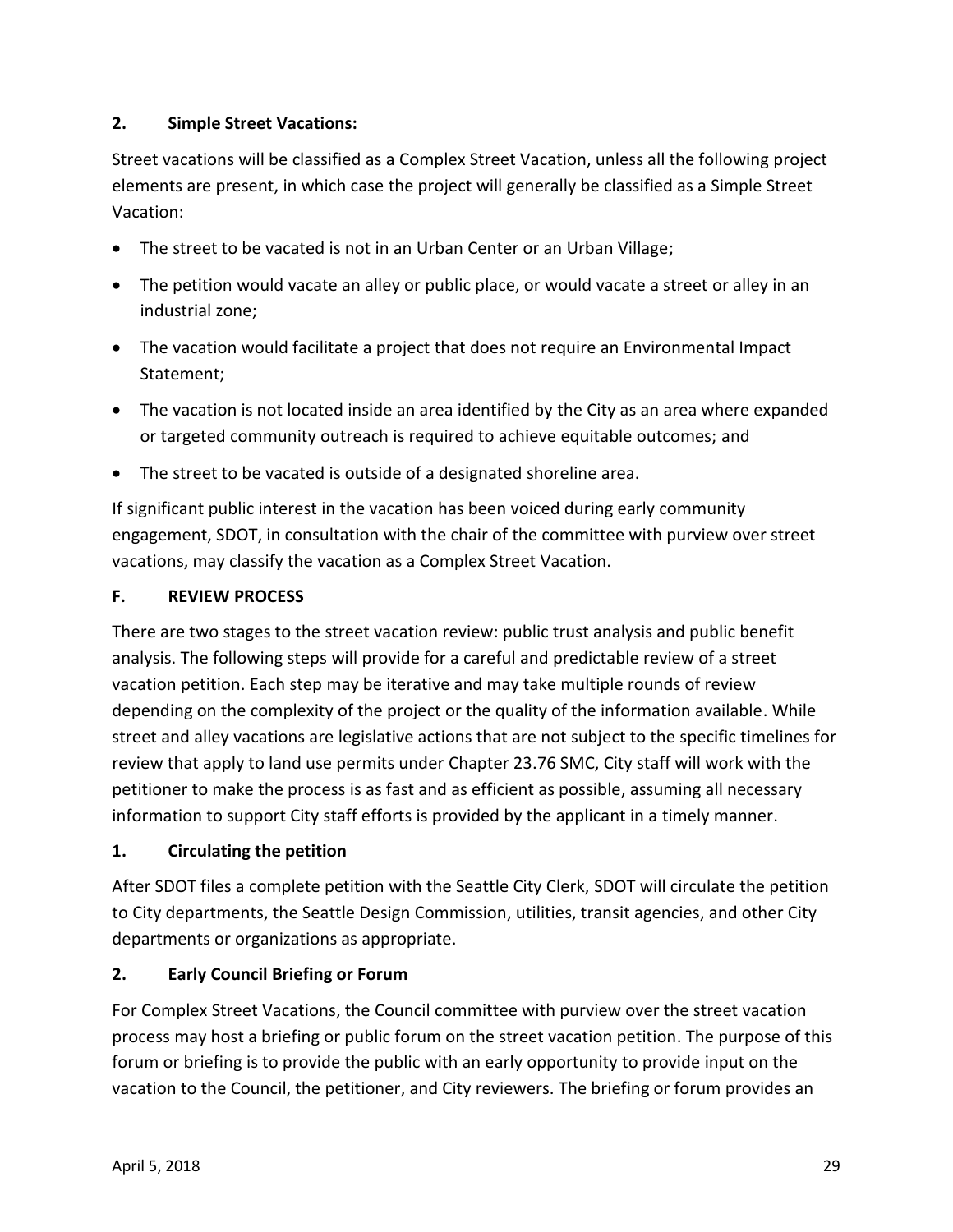### 2. Simple Street Vacations:

Street vacations will be classified as a Complex Street Vacation, unless all the following project elements are present, in which case the project will generally be classified as a Simple Street Vacation:

- The street to be vacated is not in an Urban Center or an Urban Village;
- The petition would vacate an alley or public place, or would vacate a street or alley in an industrial zone;
- The vacation would facilitate a project that does not require an Environmental Impact Statement;
- The vacation is not located inside an area identified by the City as an area where expanded or targeted community outreach is required to achieve equitable outcomes; and
- The street to be vacated is outside of a designated shoreline area.

If significant public interest in the vacation has been voiced during early community engagement, SDOT, in consultation with the chair of the committee with purview over street vacations, may classify the vacation as a Complex Street Vacation.

## F. REVIEW PROCESS

There are two stages to the street vacation review: public trust analysis and public benefit analysis. The following steps will provide for a careful and predictable review of a street vacation petition. Each step may be iterative and may take multiple rounds of review depending on the complexity of the project or the quality of the information available. While street and alley vacations are legislative actions that are not subject to the specific timelines for review that apply to land use permits under Chapter 23.76 SMC, City staff will work with the petitioner to make the process is as fast and as efficient as possible, assuming all necessary information to support City staff efforts is provided by the applicant in a timely manner.

### 1. Circulating the petition

After SDOT files a complete petition with the Seattle City Clerk, SDOT will circulate the petition to City departments, the Seattle Design Commission, utilities, transit agencies, and other City departments or organizations as appropriate.

### 2. Early Council Briefing or Forum

For Complex Street Vacations, the Council committee with purview over the street vacation process may host a briefing or public forum on the street vacation petition. The purpose of this forum or briefing is to provide the public with an early opportunity to provide input on the vacation to the Council, the petitioner, and City reviewers. The briefing or forum provides an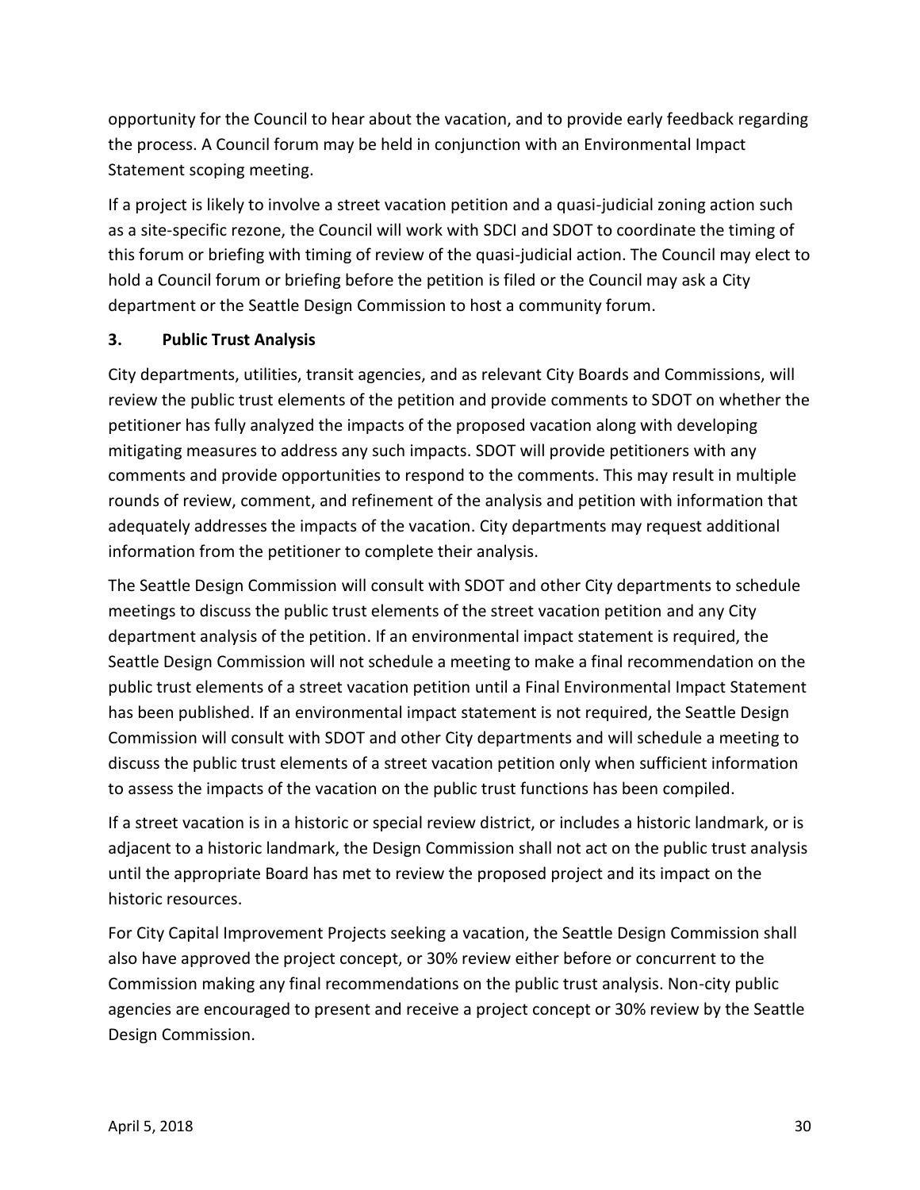opportunity for the Council to hear about the vacation, and to provide early feedback regarding the process. A Council forum may be held in conjunction with an Environmental Impact Statement scoping meeting.

If a project is likely to involve a street vacation petition and a quasi-judicial zoning action such as a site-specific rezone, the Council will work with SDCI and SDOT to coordinate the timing of this forum or briefing with timing of review of the quasi-judicial action. The Council may elect to hold a Council forum or briefing before the petition is filed or the Council may ask a City department or the Seattle Design Commission to host a community forum.

### 3. Public Trust Analysis

City departments, utilities, transit agencies, and as relevant City Boards and Commissions, will review the public trust elements of the petition and provide comments to SDOT on whether the petitioner has fully analyzed the impacts of the proposed vacation along with developing mitigating measures to address any such impacts. SDOT will provide petitioners with any comments and provide opportunities to respond to the comments. This may result in multiple rounds of review, comment, and refinement of the analysis and petition with information that adequately addresses the impacts of the vacation. City departments may request additional information from the petitioner to complete their analysis.

The Seattle Design Commission will consult with SDOT and other City departments to schedule meetings to discuss the public trust elements of the street vacation petition and any City department analysis of the petition. If an environmental impact statement is required, the Seattle Design Commission will not schedule a meeting to make a final recommendation on the public trust elements of a street vacation petition until a Final Environmental Impact Statement has been published. If an environmental impact statement is not required, the Seattle Design Commission will consult with SDOT and other City departments and will schedule a meeting to discuss the public trust elements of a street vacation petition only when sufficient information to assess the impacts of the vacation on the public trust functions has been compiled.

If a street vacation is in a historic or special review district, or includes a historic landmark, or is adjacent to a historic landmark, the Design Commission shall not act on the public trust analysis until the appropriate Board has met to review the proposed project and its impact on the historic resources.

For City Capital Improvement Projects seeking a vacation, the Seattle Design Commission shall also have approved the project concept, or 30% review either before or concurrent to the Commission making any final recommendations on the public trust analysis. Non-city public agencies are encouraged to present and receive a project concept or 30% review by the Seattle Design Commission.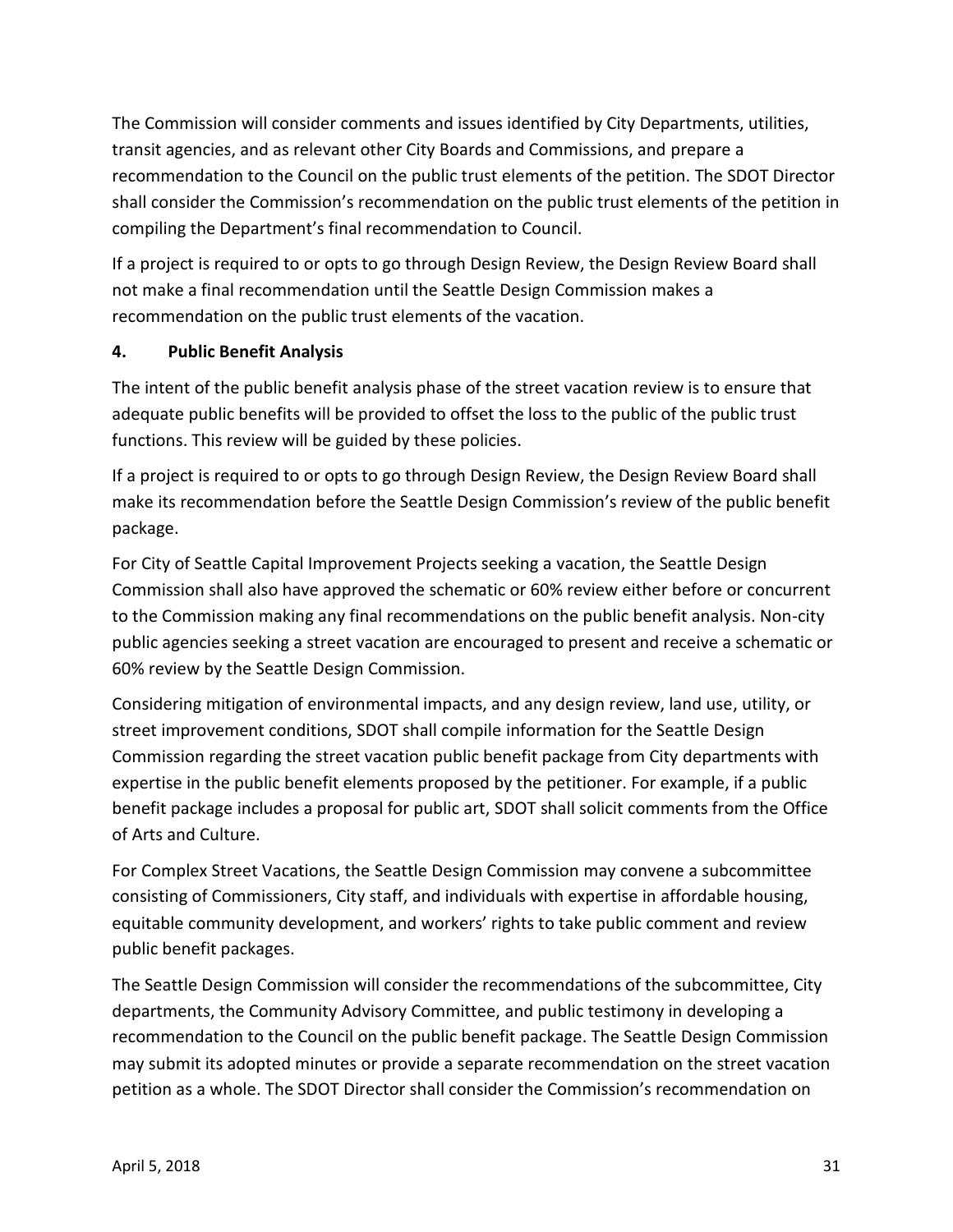The Commission will consider comments and issues identified by City Departments, utilities, transit agencies, and as relevant other City Boards and Commissions, and prepare a recommendation to the Council on the public trust elements of the petition. The SDOT Director shall consider the Commission's recommendation on the public trust elements of the petition in compiling the Department's final recommendation to Council.

If a project is required to or opts to go through Design Review, the Design Review Board shall not make a final recommendation until the Seattle Design Commission makes a recommendation on the public trust elements of the vacation.

**4. Public Benefit Analysis**

The intent of the public benefit analysis phase of the street vacation review is to ensure that adequate public benefits will be provided to offset the loss to the public of the public trust functions. This review will be guided by these policies.

If a project is required to or opts to go through Design Review, the Design Review Board shall make its recommendation before the Seattle Design Commission's review of the public benefit package.

For City of Seattle Capital Improvement Projects seeking a vacation, the Seattle Design Commission shall also have approved the schematic or 60% review either before or concurrent to the Commission making any final recommendations on the public benefit analysis. Non-city public agencies seeking a street vacation are encouraged to present and receive a schematic or 60% review by the Seattle Design Commission.

Considering mitigation of environmental impacts, and any design review, land use, utility, or street improvement conditions, SDOT shall compile information for the Seattle Design Commission regarding the street vacation public benefit package from City departments with expertise in the public benefit elements proposed by the petitioner. For example, if a public benefit package includes a proposal for public art, SDOT shall solicit comments from the Office of Arts and Culture.

For Complex Street Vacations, the Seattle Design Commission may convene a subcommittee consisting of Commissioners, City staff, and individuals with expertise in affordable housing, equitable community development, and workers' rights to take public comment and review public benefit packages.

The Seattle Design Commission will consider the recommendations of the subcommittee, City departments, the Community Advisory Committee, and public testimony in developing a recommendation to the Council on the public benefit package. The Seattle Design Commission may submit its adopted minutes or provide a separate recommendation on the street vacation petition as a whole. The SDOT Director shall consider the Commission's recommendation on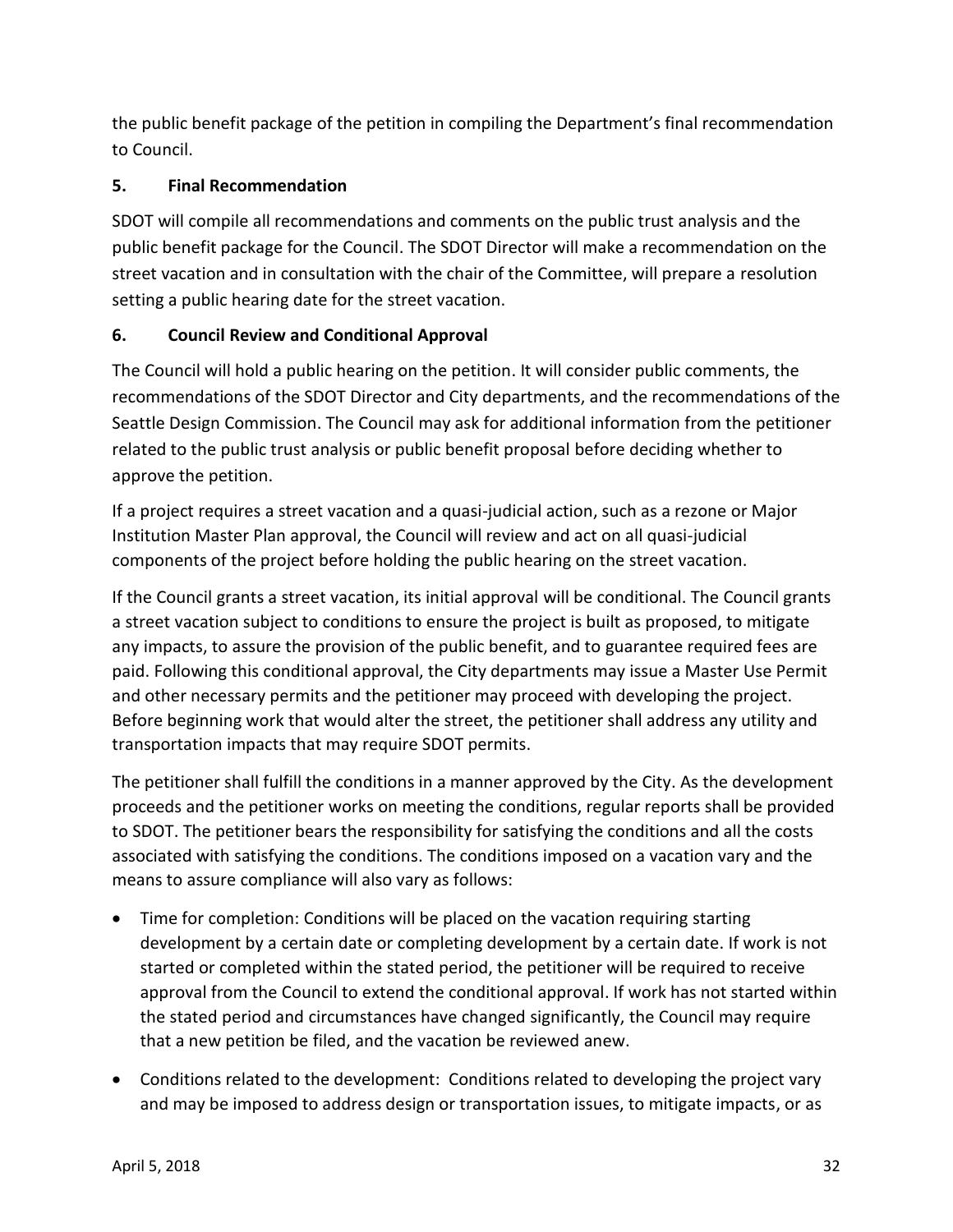the public benefit package of the petition in compiling the Department's final recommendation to Council.

### 5. Final Recommendation

SDOT will compile all recommendations and comments on the public trust analysis and the public benefit package for the Council. The SDOT Director will make a recommendation on the street vacation and in consultation with the chair of the Committee, will prepare a resolution setting a public hearing date for the street vacation.

### 6. Council Review and Conditional Approval

The Council will hold a public hearing on the petition. It will consider public comments, the recommendations of the SDOT Director and City departments, and the recommendations of the Seattle Design Commission. The Council may ask for additional information from the petitioner related to the public trust analysis or public benefit proposal before deciding whether to approve the petition.

If a project requires a street vacation and a quasi-judicial action, such as a rezone or Major Institution Master Plan approval, the Council will review and act on all quasi-judicial components of the project before holding the public hearing on the street vacation.

If the Council grants a street vacation, its initial approval will be conditional. The Council grants a street vacation subject to conditions to ensure the project is built as proposed, to mitigate any impacts, to assure the provision of the public benefit, and to guarantee required fees are paid. Following this conditional approval, the City departments may issue a Master Use Permit and other necessary permits and the petitioner may proceed with developing the project. Before beginning work that would alter the street, the petitioner shall address any utility and transportation impacts that may require SDOT permits.

The petitioner shall fulfill the conditions in a manner approved by the City. As the development proceeds and the petitioner works on meeting the conditions, regular reports shall be provided to SDOT. The petitioner bears the responsibility for satisfying the conditions and all the costs associated with satisfying the conditions. The conditions imposed on a vacation vary and the means to assure compliance will also vary as follows:

- Time for completion: Conditions will be placed on the vacation requiring starting development by a certain date or completing development by a certain date. If work is not started or completed within the stated period, the petitioner will be required to receive approval from the Council to extend the conditional approval. If work has not started within the stated period and circumstances have changed significantly, the Council may require that a new petition be filed, and the vacation be reviewed anew.
- Conditions related to the development: Conditions related to developing the project vary and may be imposed to address design or transportation issues, to mitigate impacts, or as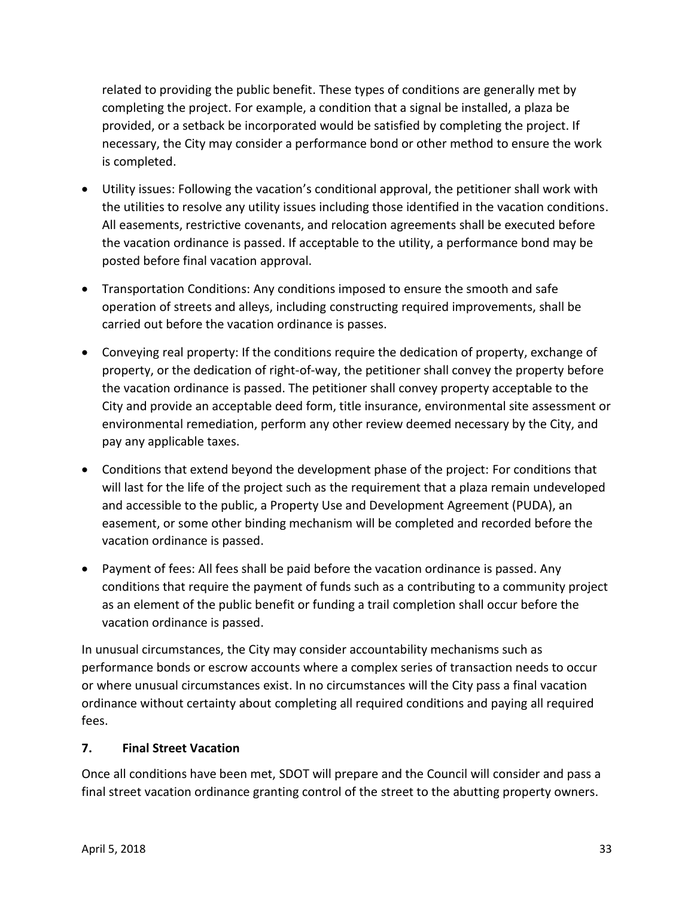related to providing the public benefit. These types of conditions are generally met by completing the project. For example, a condition that a signal be installed, a plaza be provided, or a setback be incorporated would be satisfied by completing the project. If necessary, the City may consider a performance bond or other method to ensure the work is completed.

- Utility issues: Following the vacation's conditional approval, the petitioner shall work with the utilities to resolve any utility issues including those identified in the vacation conditions. All easements, restrictive covenants, and relocation agreements shall be executed before the vacation ordinance is passed. If acceptable to the utility, a performance bond may be posted before final vacation approval.
- Transportation Conditions: Any conditions imposed to ensure the smooth and safe operation of streets and alleys, including constructing required improvements, shall be carried out before the vacation ordinance is passes.
- Conveying real property: If the conditions require the dedication of property, exchange of property, or the dedication of right-of-way, the petitioner shall convey the property before the vacation ordinance is passed. The petitioner shall convey property acceptable to the City and provide an acceptable deed form, title insurance, environmental site assessment or environmental remediation, perform any other review deemed necessary by the City, and pay any applicable taxes.
- Conditions that extend beyond the development phase of the project: For conditions that will last for the life of the project such as the requirement that a plaza remain undeveloped and accessible to the public, a Property Use and Development Agreement (PUDA), an easement, or some other binding mechanism will be completed and recorded before the vacation ordinance is passed.
- Payment of fees: All fees shall be paid before the vacation ordinance is passed. Any conditions that require the payment of funds such as a contributing to a community project as an element of the public benefit or funding a trail completion shall occur before the vacation ordinance is passed.

In unusual circumstances, the City may consider accountability mechanisms such as performance bonds or escrow accounts where a complex series of transaction needs to occur or where unusual circumstances exist. In no circumstances will the City pass a final vacation ordinance without certainty about completing all required conditions and paying all required fees.

### 7. Final Street Vacation

Once all conditions have been met, SDOT will prepare and the Council will consider and pass a final street vacation ordinance granting control of the street to the abutting property owners.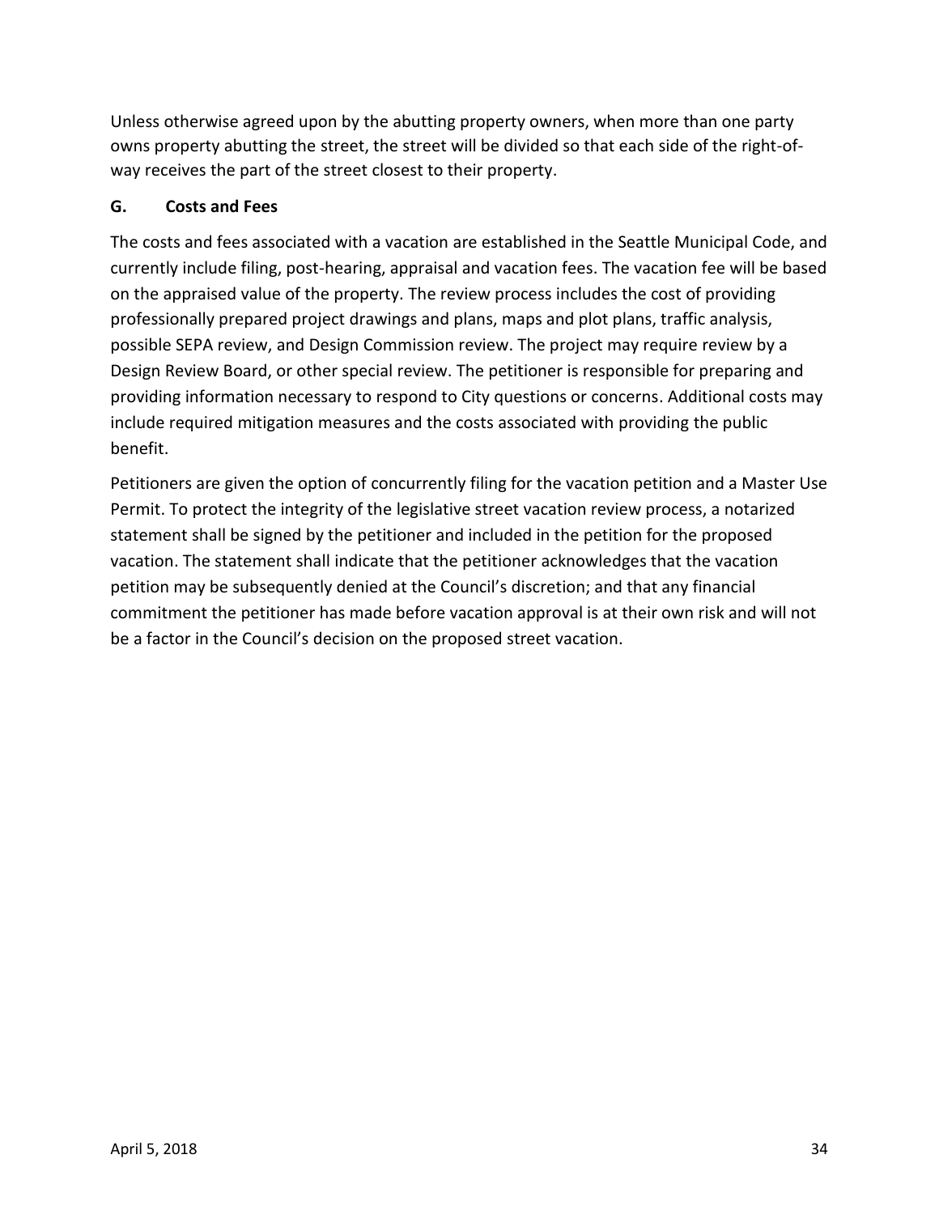Unless otherwise agreed upon by the abutting property owners, when more than one party owns property abutting the street, the street will be divided so that each side of the right-of-way receives the part of the street closest to their property.

### G. Costs and Fees

The costs and fees associated with a vacation are established in the Seattle Municipal Code, and currently include filing, post-hearing, appraisal and vacation fees. The vacation fee will be based on the appraised value of the property. The review process includes the cost of providing professionally prepared project drawings and plans, maps and plot plans, traffic analysis, possible SEPA review, and Design Commission review. The project may require review by a Design Review Board, or other special review. The petitioner is responsible for preparing and providing information necessary to respond to City questions or concerns. Additional costs may include required mitigation measures and the costs associated with providing the public benefit.

Petitioners are given the option of concurrently filing for the vacation petition and a Master Use Permit. To protect the integrity of the legislative street vacation review process, a notarized statement shall be signed by the petitioner and included in the petition for the proposed vacation. The statement shall indicate that the petitioner acknowledges that the vacation petition may be subsequently denied at the Council's discretion; and that any financial commitment the petitioner has made before vacation approval is at their own risk and will not be a factor in the Council's decision on the proposed street vacation.